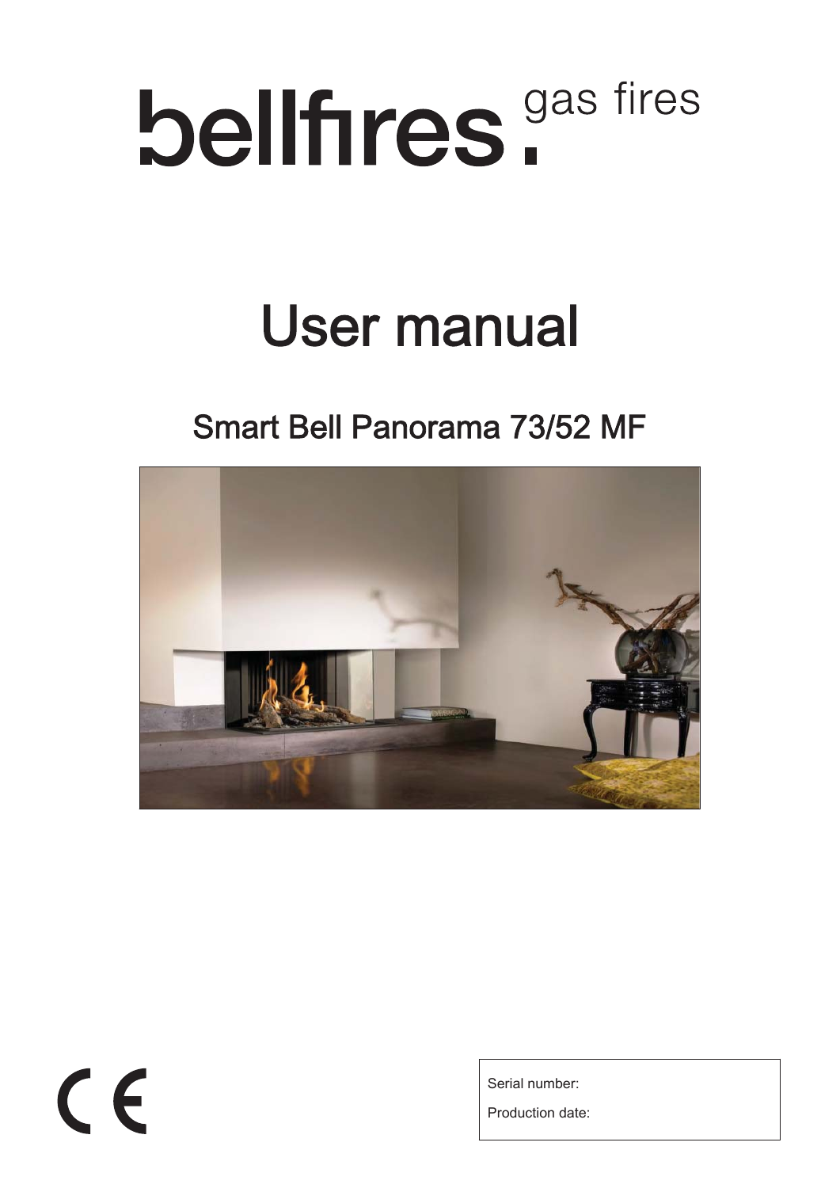bellfires. gas fires

# User manual

## Smart Bell Panorama 73/52 MF

CE

Serial number:

Production date: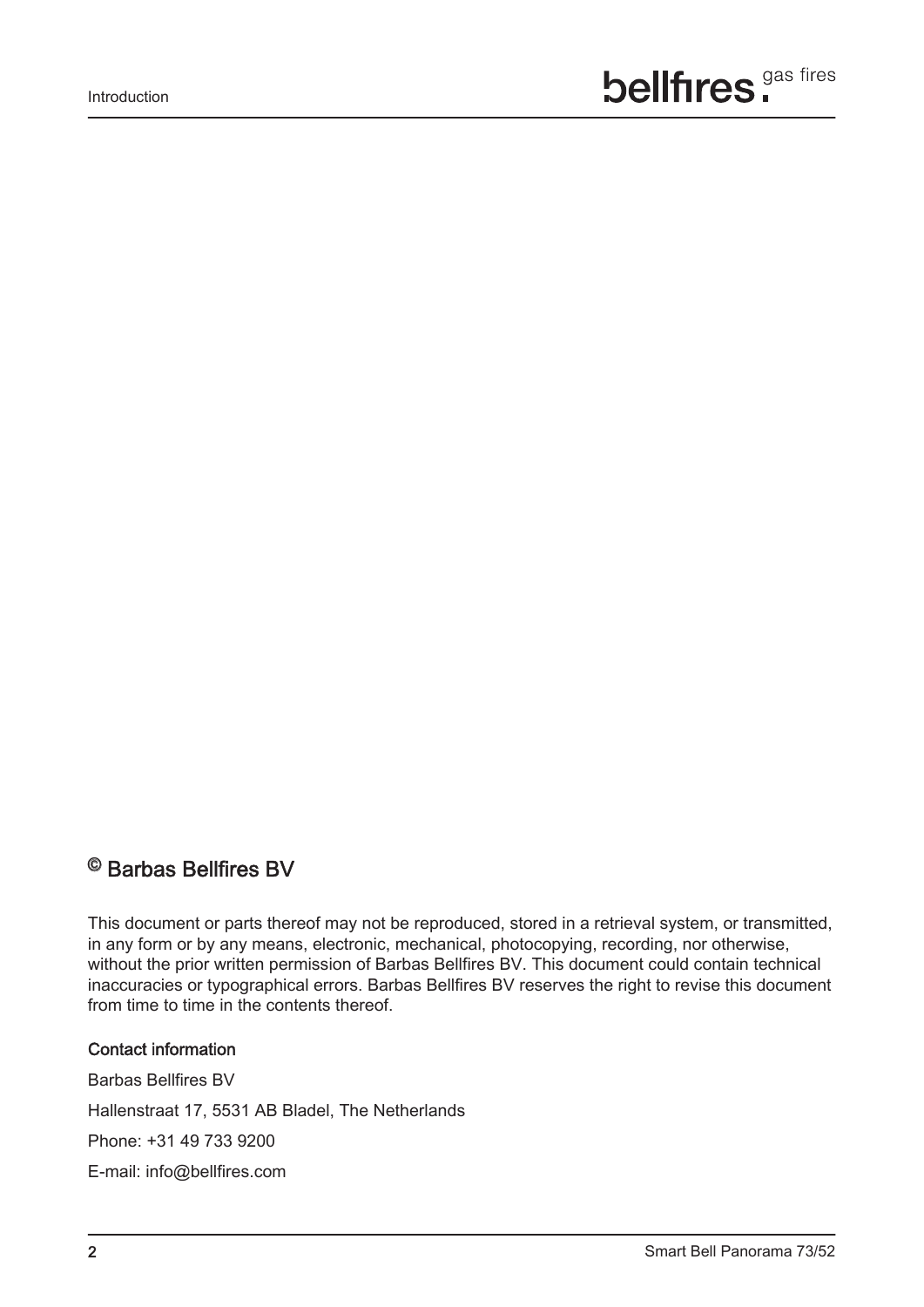## © Barbas Bellfires BV

This document or parts thereof may not be reproduced, stored in a retrieval system, or transmitted, in any form or by any means, electronic, mechanical, photocopying, recording, nor otherwise, without the prior written permission of Barbas Bellfires BV. This document could contain technical inaccuracies or typographical errors. Barbas Bellfires BV reserves the right to revise this document from time to time in the contents thereof.

### Contact information

Barbas Bellfires BV

Hallenstraat 17, 5531 AB Bladel, The Netherlands

Phone: +31 49 733 9200

E-mail: info@bellfires.com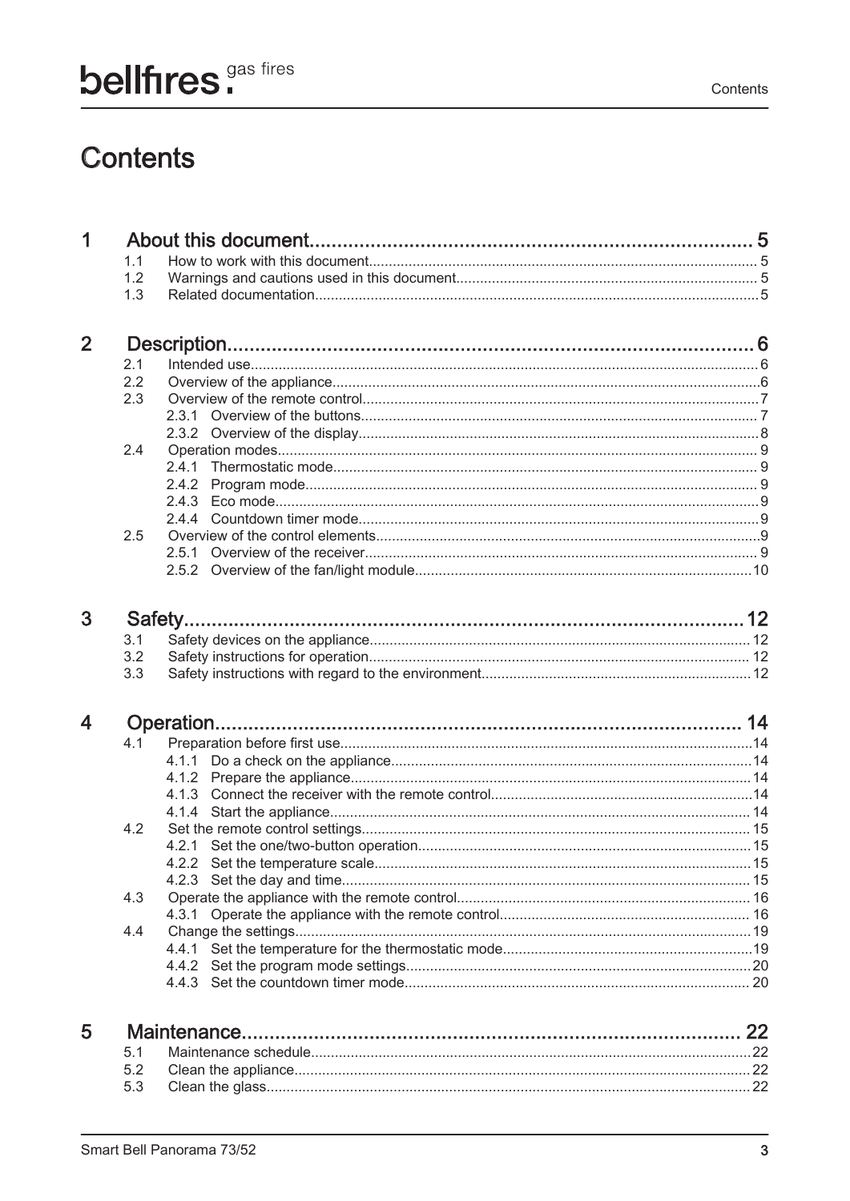# Contents

| | | | |
|---|---|---|---|
| **1** | **About this document** | | **5** |
| | 1.1 | How to work with this document | 5 |
| | 1.2 | Warnings and cautions used in this document | 5 |
| | 1.3 | Related documentation | 5 |
| **2** | **Description** | | **6** |
| | 2.1 | Intended use | 6 |
| | 2.2 | Overview of the appliance | 6 |
| | 2.3 | Overview of the remote control | 7 |
| | 2.3.1 | Overview of the buttons | 7 |
| | 2.3.2 | Overview of the display | 8 |
| | 2.4 | Operation modes | 9 |
| | 2.4.1 | Thermostatic mode | 9 |
| | 2.4.2 | Program mode | 9 |
| | 2.4.3 | Eco mode | 9 |
| | 2.4.4 | Countdown timer mode | 9 |
| | 2.5 | Overview of the control elements | 9 |
| | 2.5.1 | Overview of the receiver | 9 |
| | 2.5.2 | Overview of the fan/light module | 10 |
| **3** | **Safety** | | **12** |
| | 3.1 | Safety devices on the appliance | 12 |
| | 3.2 | Safety instructions for operation | 12 |
| | 3.3 | Safety instructions with regard to the environment | 12 |
| **4** | **Operation** | | **14** |
| | 4.1 | Preparation before first use | 14 |
| | 4.1.1 | Do a check on the appliance | 14 |
| | 4.1.2 | Prepare the appliance | 14 |
| | 4.1.3 | Connect the receiver with the remote control | 14 |
| | 4.1.4 | Start the appliance | 14 |
| | 4.2 | Set the remote control settings | 15 |
| | 4.2.1 | Set the one/two-button operation | 15 |
| | 4.2.2 | Set the temperature scale | 15 |
| | 4.2.3 | Set the day and time | 15 |
| | 4.3 | Operate the appliance with the remote control | 16 |
| | 4.3.1 | Operate the appliance with the remote control | 16 |
| | 4.4 | Change the settings | 19 |
| | 4.4.1 | Set the temperature for the thermostatic mode | 19 |
| | 4.4.2 | Set the program mode settings | 20 |
| | 4.4.3 | Set the countdown timer mode | 20 |
| **5** | **Maintenance** | | **22** |
| | 5.1 | Maintenance schedule | 22 |
| | 5.2 | Clean the appliance | 22 |
| | 5.3 | Clean the glass | 22 |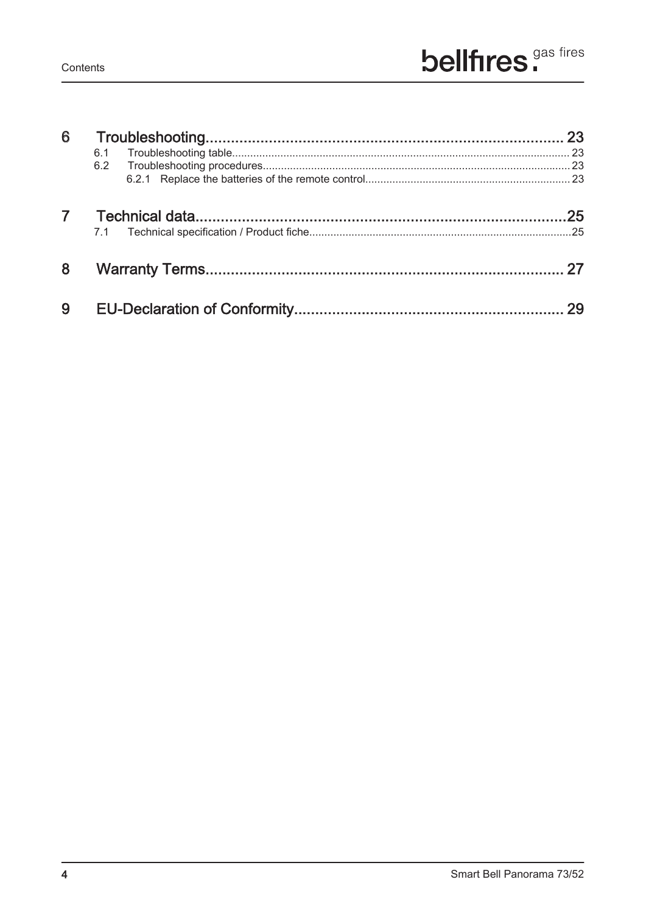6 Troubleshooting ..................... 23
- 6.1 Troubleshooting table ..................... 23
- 6.2 Troubleshooting procedures ..................... 23
  - 6.2.1 Replace the batteries of the remote control ..................... 23

7 Technical data ..................... 25
- 7.1 Technical specification / Product fiche ..................... 25

8 Warranty Terms ..................... 27

9 EU-Declaration of Conformity ..................... 29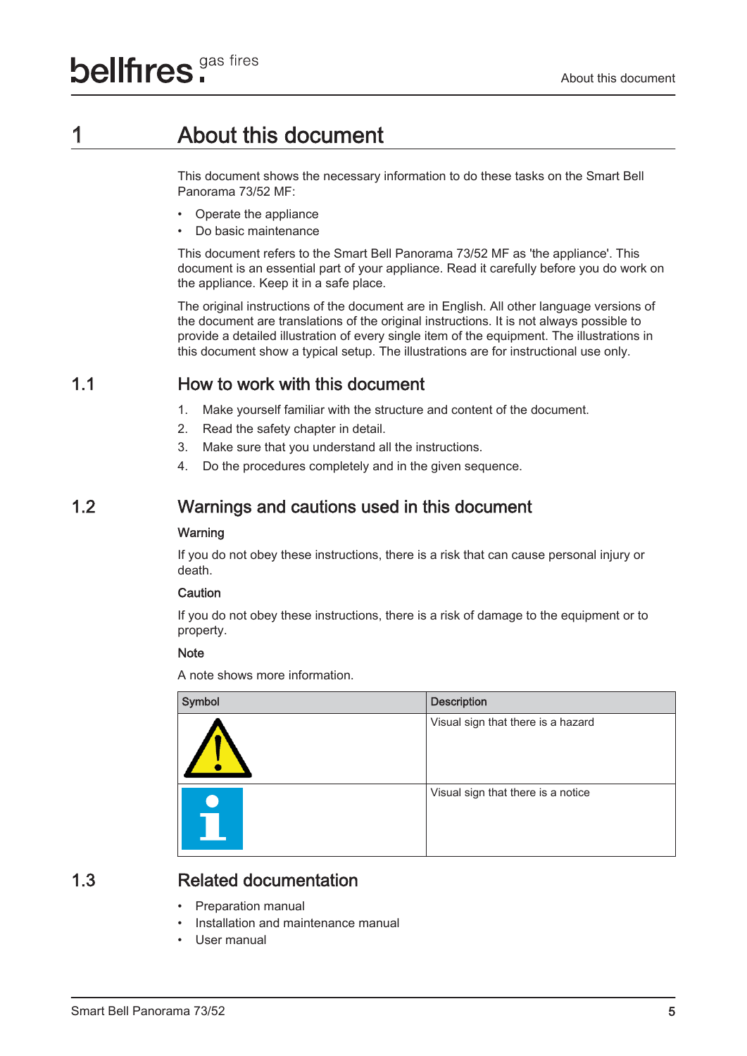# 1 About this document

This document shows the necessary information to do these tasks on the Smart Bell Panorama 73/52 MF:

- Operate the appliance
- Do basic maintenance

This document refers to the Smart Bell Panorama 73/52 MF as 'the appliance'. This document is an essential part of your appliance. Read it carefully before you do work on the appliance. Keep it in a safe place.

The original instructions of the document are in English. All other language versions of the document are translations of the original instructions. It is not always possible to provide a detailed illustration of every single item of the equipment. The illustrations in this document show a typical setup. The illustrations are for instructional use only.

## 1.1 How to work with this document

1. Make yourself familiar with the structure and content of the document.
2. Read the safety chapter in detail.
3. Make sure that you understand all the instructions.
4. Do the procedures completely and in the given sequence.

## 1.2 Warnings and cautions used in this document

**Warning**

If you do not obey these instructions, there is a risk that can cause personal injury or death.

**Caution**

If you do not obey these instructions, there is a risk of damage to the equipment or to property.

**Note**

A note shows more information.

| Symbol | Description |
|---|---|
| | Visual sign that there is a hazard |
| | Visual sign that there is a notice |

## 1.3 Related documentation

- Preparation manual
- Installation and maintenance manual
- User manual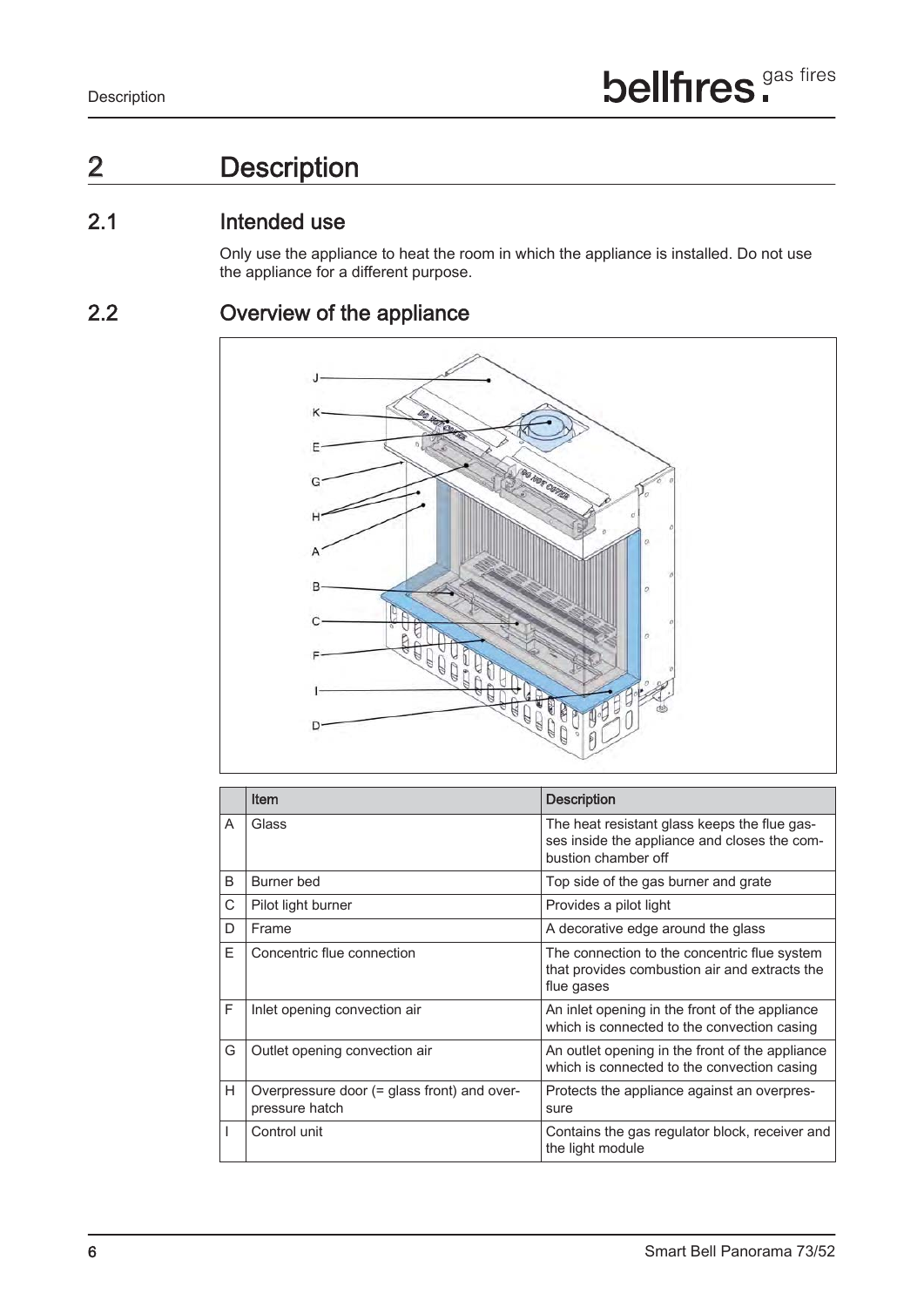# 2 Description

## 2.1 Intended use

Only use the appliance to heat the room in which the appliance is installed. Do not use the appliance for a different purpose.

## 2.2 Overview of the appliance

| | Item | Description |
|---|---|---|
| A | Glass | The heat resistant glass keeps the flue gasses inside the appliance and closes the combustion chamber off |
| B | Burner bed | Top side of the gas burner and grate |
| C | Pilot light burner | Provides a pilot light |
| D | Frame | A decorative edge around the glass |
| E | Concentric flue connection | The connection to the concentric flue system that provides combustion air and extracts the flue gases |
| F | Inlet opening convection air | An inlet opening in the front of the appliance which is connected to the convection casing |
| G | Outlet opening convection air | An outlet opening in the front of the appliance which is connected to the convection casing |
| H | Overpressure door (= glass front) and overpressure hatch | Protects the appliance against an overpressure |
| I | Control unit | Contains the gas regulator block, receiver and the light module |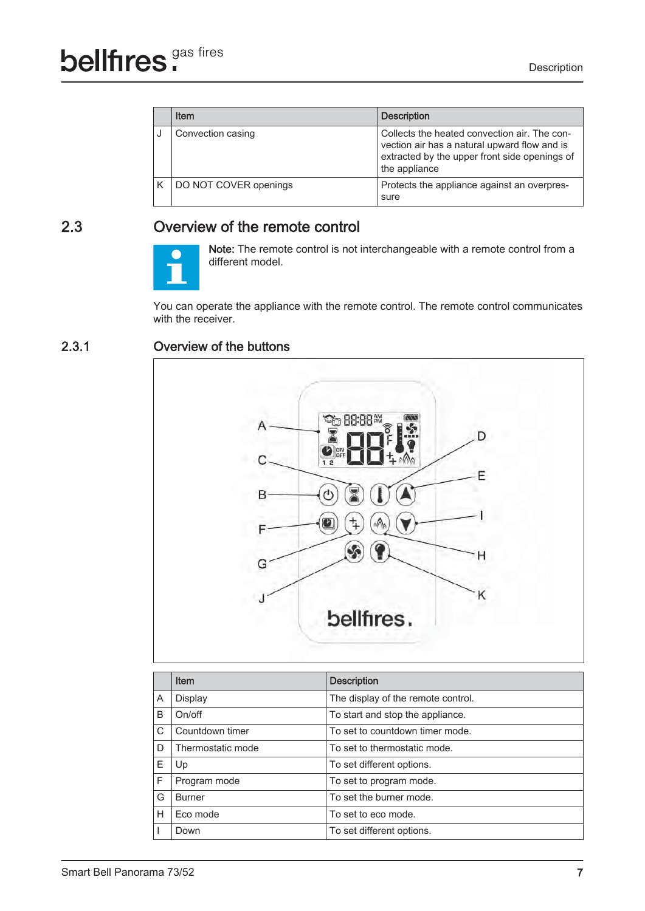| | Item | Description |
|---|---|---|
| J | Convection casing | Collects the heated convection air. The convection air has a natural upward flow and is extracted by the upper front side openings of the appliance |
| K | DO NOT COVER openings | Protects the appliance against an overpressure |

## 2.3 Overview of the remote control

**Note:** The remote control is not interchangeable with a remote control from a different model.

You can operate the appliance with the remote control. The remote control communicates with the receiver.

### 2.3.1 Overview of the buttons

| | Item | Description |
|---|---|---|
| A | Display | The display of the remote control. |
| B | On/off | To start and stop the appliance. |
| C | Countdown timer | To set to countdown timer mode. |
| D | Thermostatic mode | To set to thermostatic mode. |
| E | Up | To set different options. |
| F | Program mode | To set to program mode. |
| G | Burner | To set the burner mode. |
| H | Eco mode | To set to eco mode. |
| I | Down | To set different options. |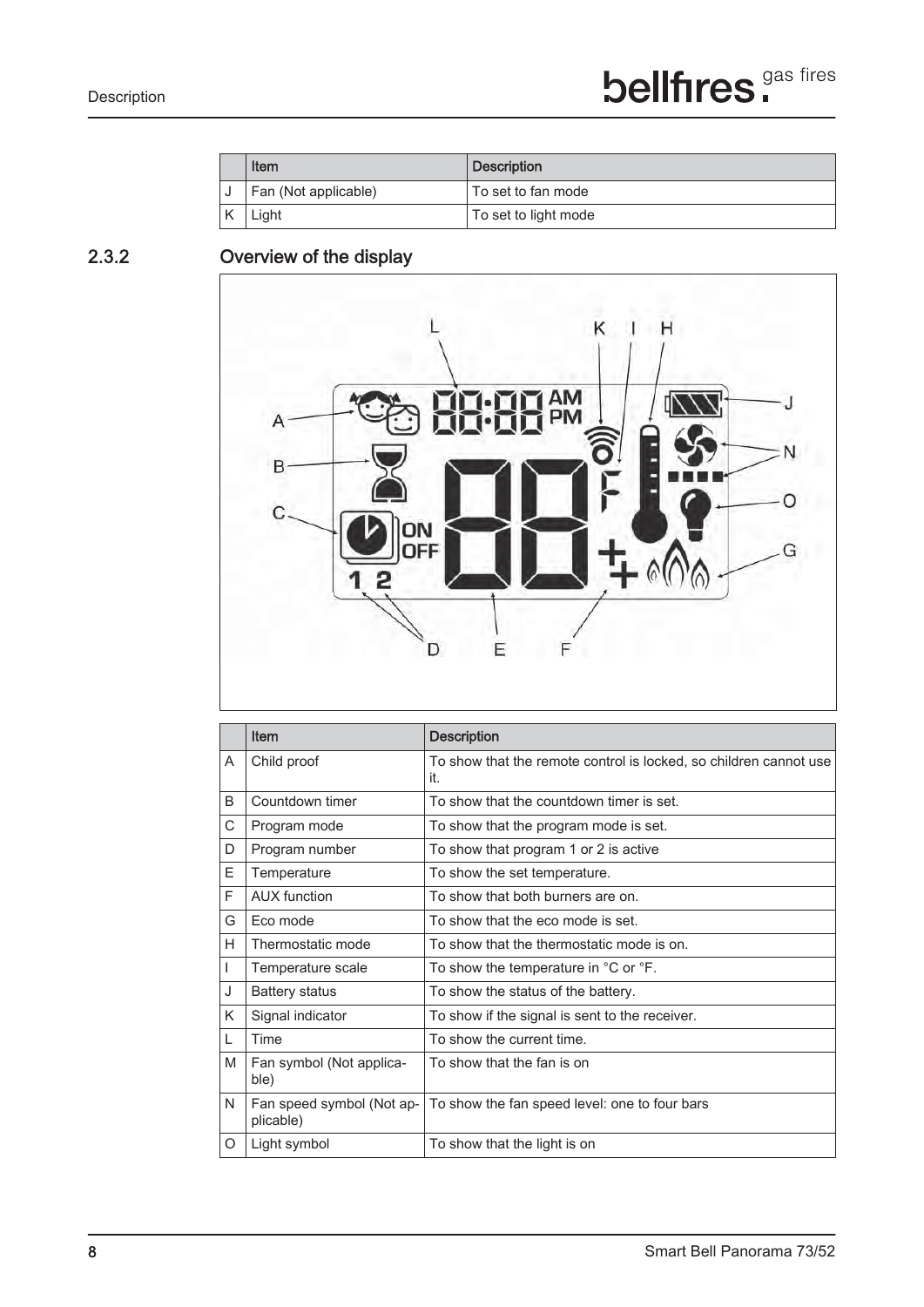| | Item | Description |
|---|---|---|
| J | Fan (Not applicable) | To set to fan mode |
| K | Light | To set to light mode |

## 2.3.2 Overview of the display

| | Item | Description |
|---|---|---|
| A | Child proof | To show that the remote control is locked, so children cannot use it. |
| B | Countdown timer | To show that the countdown timer is set. |
| C | Program mode | To show that the program mode is set. |
| D | Program number | To show that program 1 or 2 is active |
| E | Temperature | To show the set temperature. |
| F | AUX function | To show that both burners are on. |
| G | Eco mode | To show that the eco mode is set. |
| H | Thermostatic mode | To show that the thermostatic mode is on. |
| I | Temperature scale | To show the temperature in °C or °F. |
| J | Battery status | To show the status of the battery. |
| K | Signal indicator | To show if the signal is sent to the receiver. |
| L | Time | To show the current time. |
| M | Fan symbol (Not applicable) | To show that the fan is on |
| N | Fan speed symbol (Not applicable) | To show the fan speed level: one to four bars |
| O | Light symbol | To show that the light is on |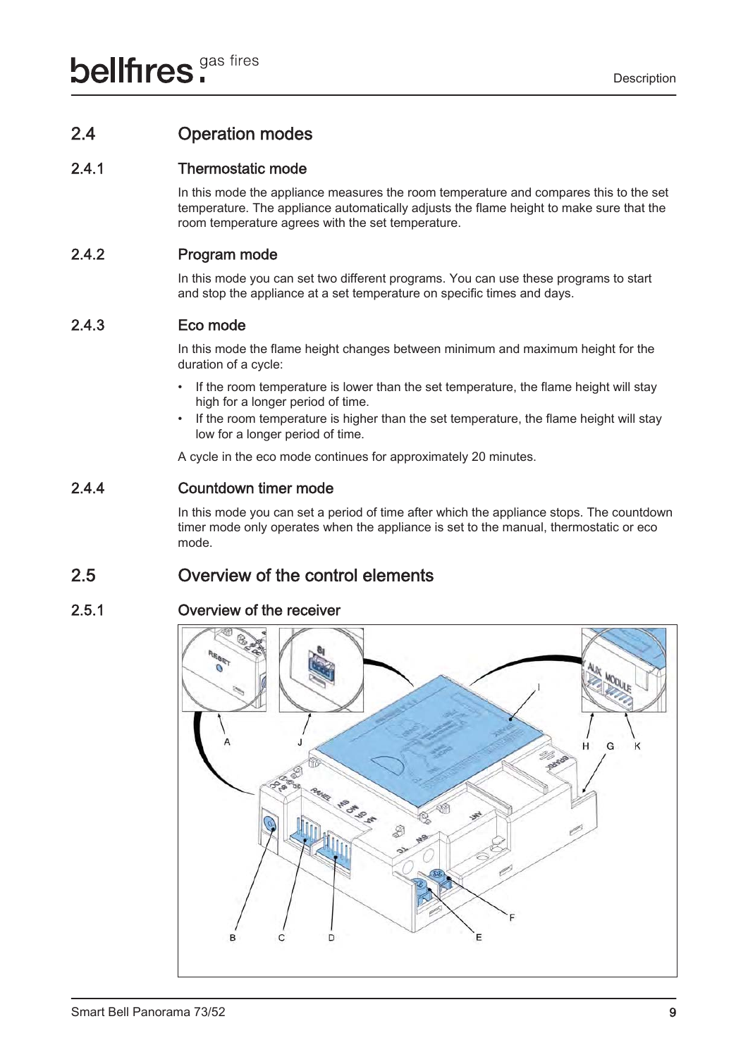## 2.4 Operation modes

### 2.4.1 Thermostatic mode

In this mode the appliance measures the room temperature and compares this to the set temperature. The appliance automatically adjusts the flame height to make sure that the room temperature agrees with the set temperature.

### 2.4.2 Program mode

In this mode you can set two different programs. You can use these programs to start and stop the appliance at a set temperature on specific times and days.

### 2.4.3 Eco mode

In this mode the flame height changes between minimum and maximum height for the duration of a cycle:

- If the room temperature is lower than the set temperature, the flame height will stay high for a longer period of time.
- If the room temperature is higher than the set temperature, the flame height will stay low for a longer period of time.

A cycle in the eco mode continues for approximately 20 minutes.

### 2.4.4 Countdown timer mode

In this mode you can set a period of time after which the appliance stops. The countdown timer mode only operates when the appliance is set to the manual, thermostatic or eco mode.

## 2.5 Overview of the control elements

### 2.5.1 Overview of the receiver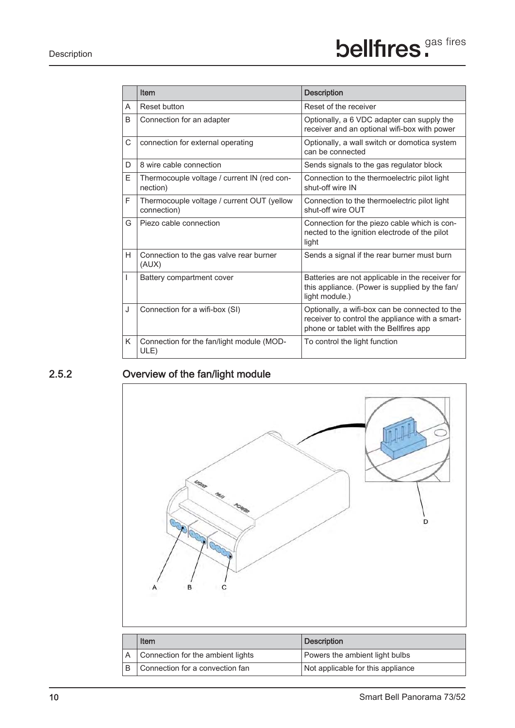|   | Item | Description |
|---|---|---|
| A | Reset button | Reset of the receiver |
| B | Connection for an adapter | Optionally, a 6 VDC adapter can supply the receiver and an optional wifi-box with power |
| C | connection for external operating | Optionally, a wall switch or domotica system can be connected |
| D | 8 wire cable connection | Sends signals to the gas regulator block |
| E | Thermocouple voltage / current IN (red connection) | Connection to the thermoelectric pilot light shut-off wire IN |
| F | Thermocouple voltage / current OUT (yellow connection) | Connection to the thermoelectric pilot light shut-off wire OUT |
| G | Piezo cable connection | Connection for the piezo cable which is connected to the ignition electrode of the pilot light |
| H | Connection to the gas valve rear burner (AUX) | Sends a signal if the rear burner must burn |
| I | Battery compartment cover | Batteries are not applicable in the receiver for this appliance. (Power is supplied by the fan/light module.) |
| J | Connection for a wifi-box (SI) | Optionally, a wifi-box can be connected to the receiver to control the appliance with a smartphone or tablet with the Bellfires app |
| K | Connection for the fan/light module (MODULE) | To control the light function |

## 2.5.2 Overview of the fan/light module

|   | Item | Description |
|---|---|---|
| A | Connection for the ambient lights | Powers the ambient light bulbs |
| B | Connection for a convection fan | Not applicable for this appliance |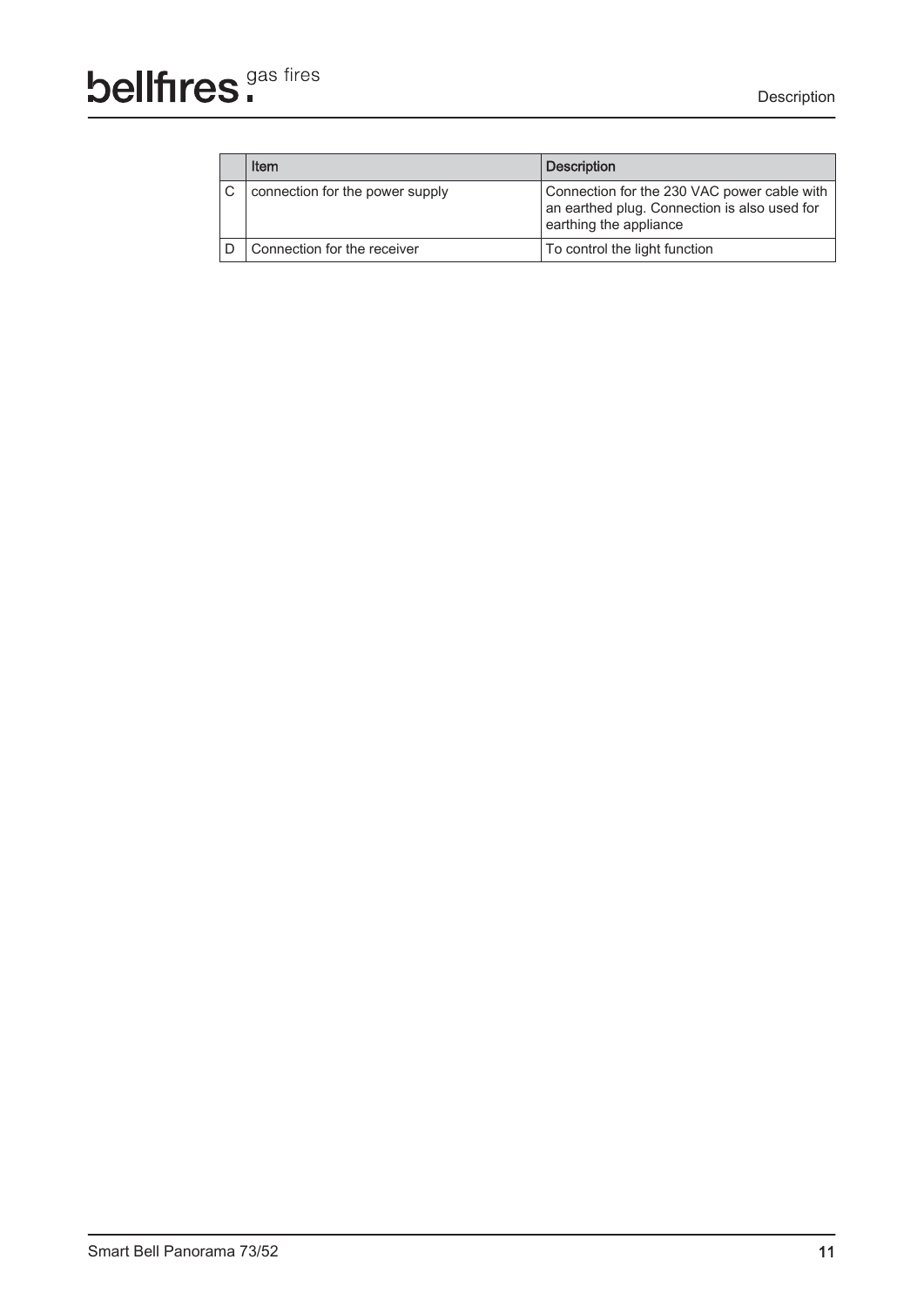| | Item | Description |
|---|---|---|
| C | connection for the power supply | Connection for the 230 VAC power cable with an earthed plug. Connection is also used for earthing the appliance |
| D | Connection for the receiver | To control the light function |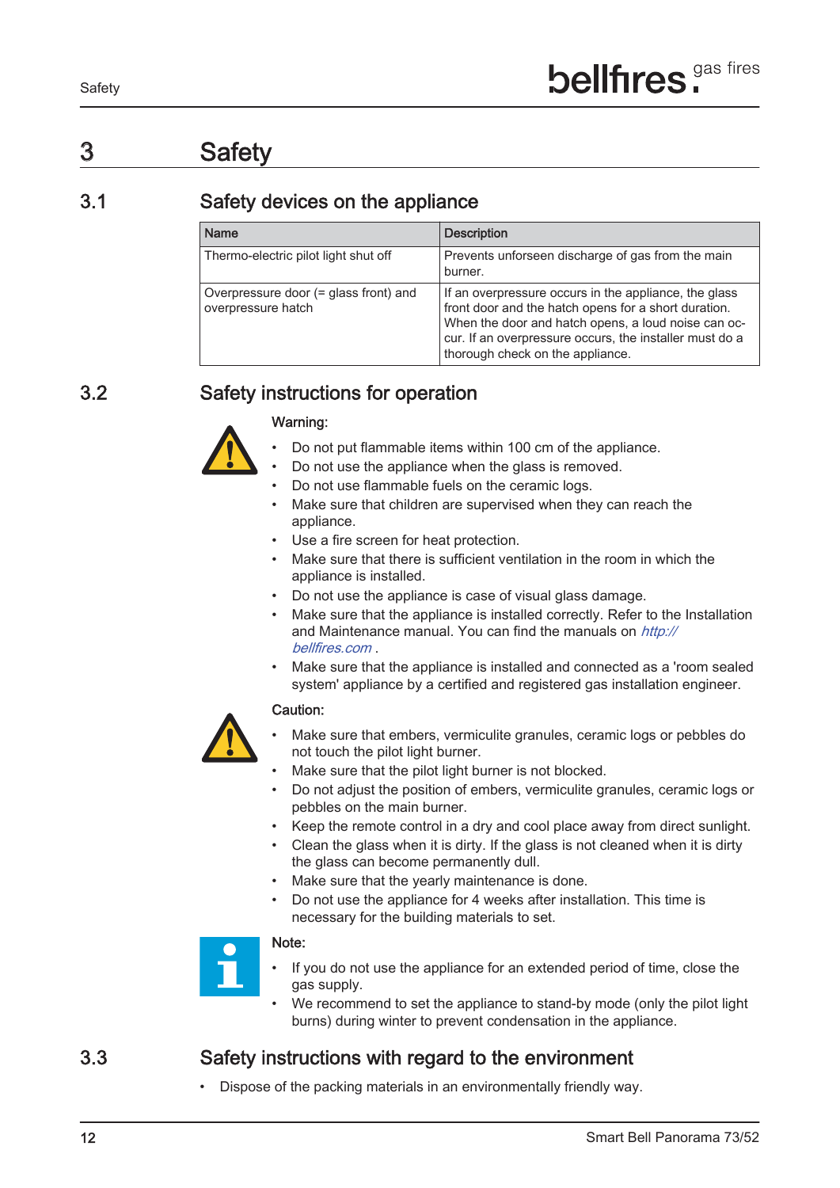# 3 Safety

## 3.1 Safety devices on the appliance

| Name | Description |
|---|---|
| Thermo-electric pilot light shut off | Prevents unforseen discharge of gas from the main burner. |
| Overpressure door (= glass front) and overpressure hatch | If an overpressure occurs in the appliance, the glass front door and the hatch opens for a short duration. When the door and hatch opens, a loud noise can occur. If an overpressure occurs, the installer must do a thorough check on the appliance. |

## 3.2 Safety instructions for operation

Warning:

- Do not put flammable items within 100 cm of the appliance.
- Do not use the appliance when the glass is removed.
- Do not use flammable fuels on the ceramic logs.
- Make sure that children are supervised when they can reach the appliance.
- Use a fire screen for heat protection.
- Make sure that there is sufficient ventilation in the room in which the appliance is installed.
- Do not use the appliance is case of visual glass damage.
- Make sure that the appliance is installed correctly. Refer to the Installation and Maintenance manual. You can find the manuals on *http://bellfires.com* .
- Make sure that the appliance is installed and connected as a 'room sealed system' appliance by a certified and registered gas installation engineer.

Caution:

- Make sure that embers, vermiculite granules, ceramic logs or pebbles do not touch the pilot light burner.
- Make sure that the pilot light burner is not blocked.
- Do not adjust the position of embers, vermiculite granules, ceramic logs or pebbles on the main burner.
- Keep the remote control in a dry and cool place away from direct sunlight.
- Clean the glass when it is dirty. If the glass is not cleaned when it is dirty the glass can become permanently dull.
- Make sure that the yearly maintenance is done.
- Do not use the appliance for 4 weeks after installation. This time is necessary for the building materials to set.

Note:

- If you do not use the appliance for an extended period of time, close the gas supply.
- We recommend to set the appliance to stand-by mode (only the pilot light burns) during winter to prevent condensation in the appliance.

## 3.3 Safety instructions with regard to the environment

- Dispose of the packing materials in an environmentally friendly way.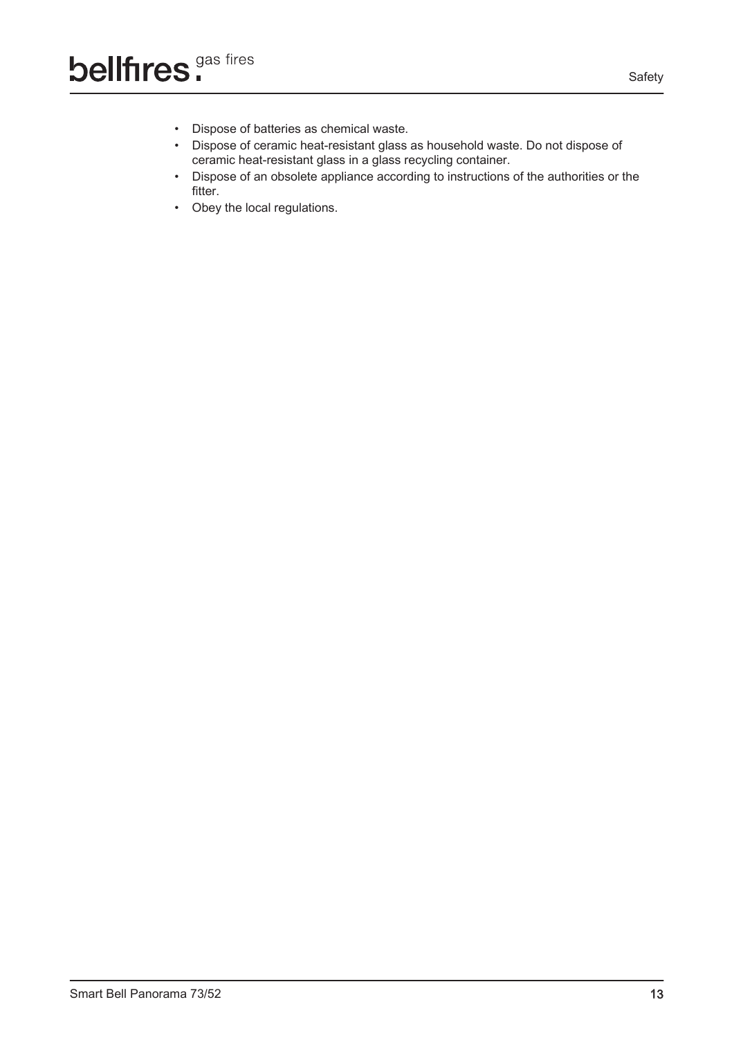- Dispose of batteries as chemical waste.
- Dispose of ceramic heat-resistant glass as household waste. Do not dispose of ceramic heat-resistant glass in a glass recycling container.
- Dispose of an obsolete appliance according to instructions of the authorities or the fitter.
- Obey the local regulations.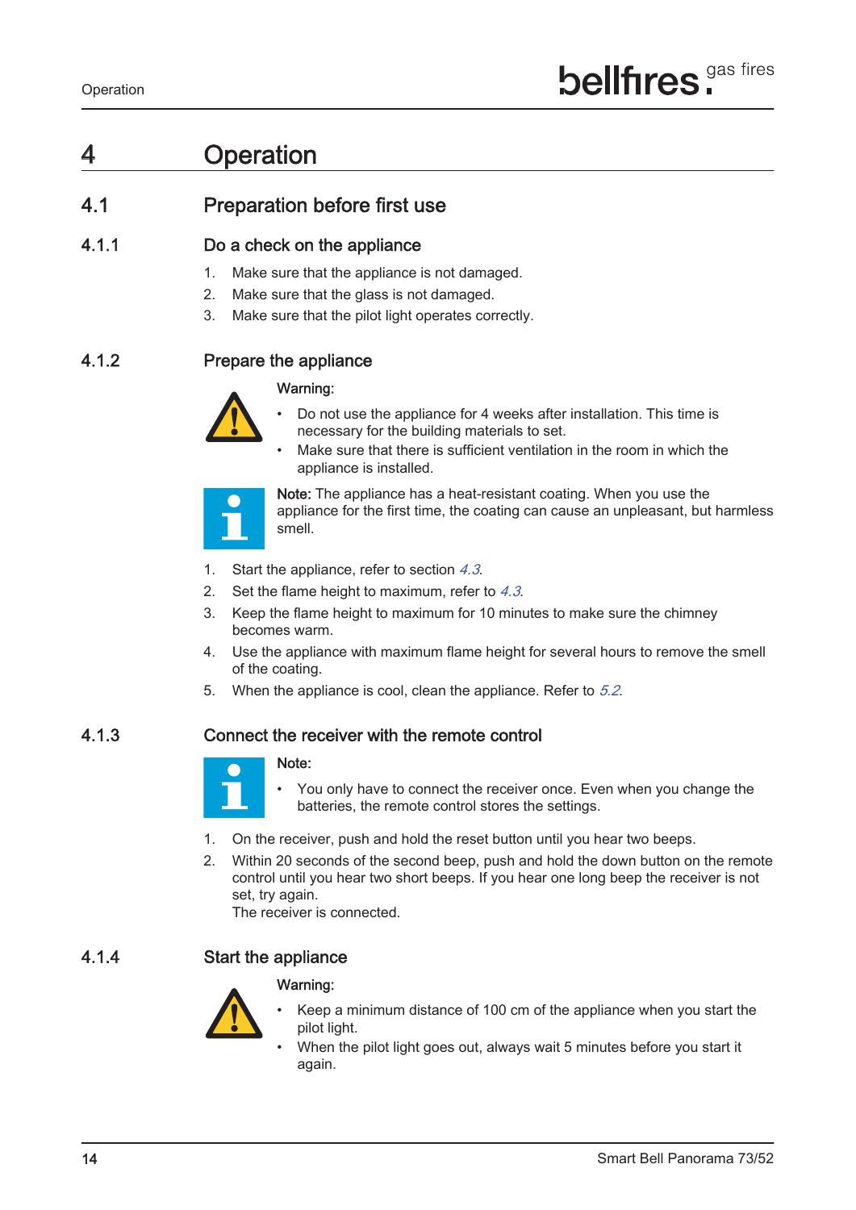# 4 Operation

## 4.1 Preparation before first use

### 4.1.1 Do a check on the appliance

1. Make sure that the appliance is not damaged.
2. Make sure that the glass is not damaged.
3. Make sure that the pilot light operates correctly.

### 4.1.2 Prepare the appliance

**Warning:**

- Do not use the appliance for 4 weeks after installation. This time is necessary for the building materials to set.
- Make sure that there is sufficient ventilation in the room in which the appliance is installed.

**Note:** The appliance has a heat-resistant coating. When you use the appliance for the first time, the coating can cause an unpleasant, but harmless smell.

1. Start the appliance, refer to section *4.3*.
2. Set the flame height to maximum, refer to *4.3*.
3. Keep the flame height to maximum for 10 minutes to make sure the chimney becomes warm.
4. Use the appliance with maximum flame height for several hours to remove the smell of the coating.
5. When the appliance is cool, clean the appliance. Refer to *5.2*.

### 4.1.3 Connect the receiver with the remote control

**Note:**

- You only have to connect the receiver once. Even when you change the batteries, the remote control stores the settings.

1. On the receiver, push and hold the reset button until you hear two beeps.
2. Within 20 seconds of the second beep, push and hold the down button on the remote control until you hear two short beeps. If you hear one long beep the receiver is not set, try again.
   The receiver is connected.

### 4.1.4 Start the appliance

**Warning:**

- Keep a minimum distance of 100 cm of the appliance when you start the pilot light.
- When the pilot light goes out, always wait 5 minutes before you start it again.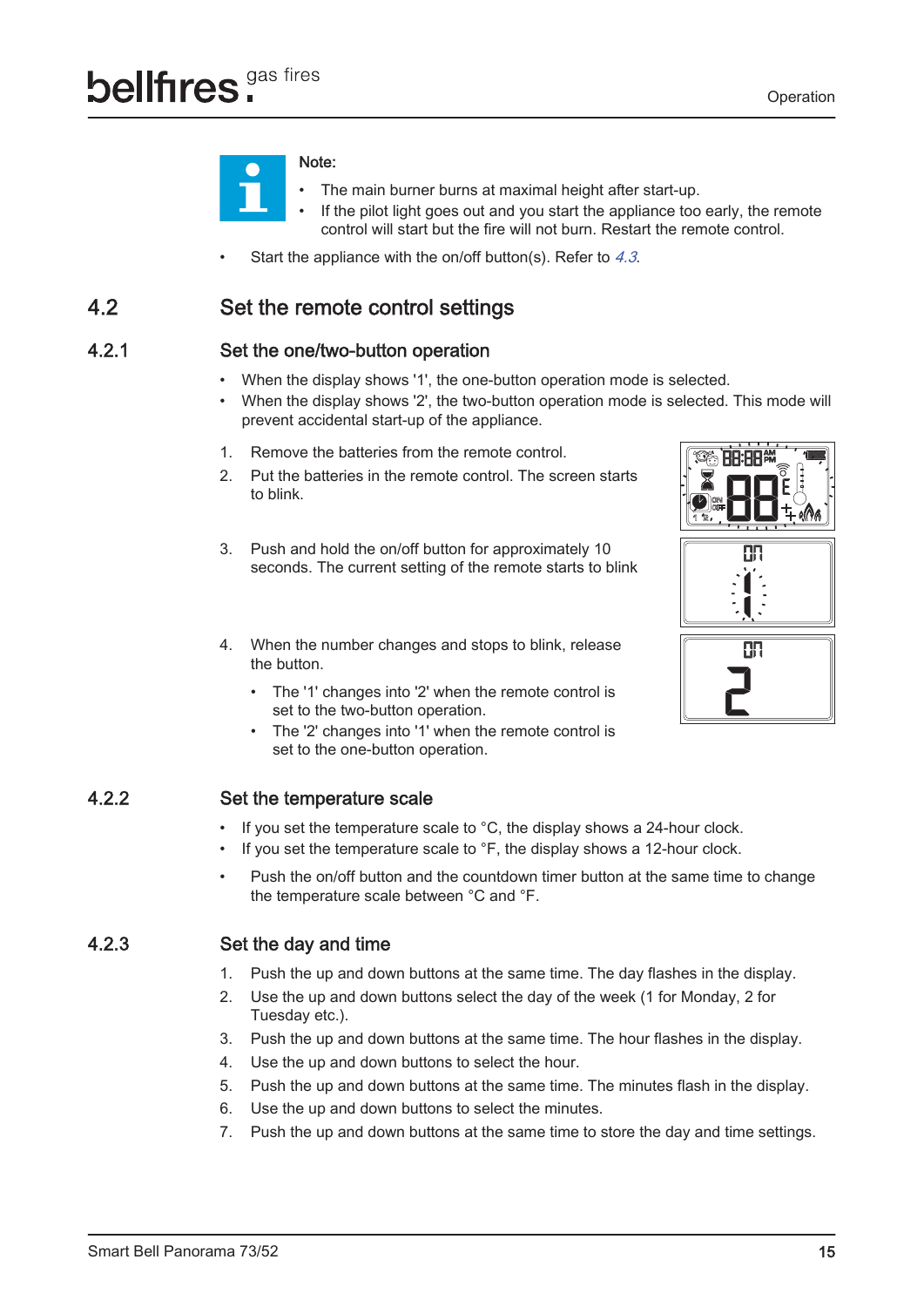> **Note:**
>
> - The main burner burns at maximal height after start-up.
> - If the pilot light goes out and you start the appliance too early, the remote control will start but the fire will not burn. Restart the remote control.

- Start the appliance with the on/off button(s). Refer to *4.3*.

## 4.2 Set the remote control settings

### 4.2.1 Set the one/two-button operation

- When the display shows '1', the one-button operation mode is selected.
- When the display shows '2', the two-button operation mode is selected. This mode will prevent accidental start-up of the appliance.

1. Remove the batteries from the remote control.
2. Put the batteries in the remote control. The screen starts to blink.
3. Push and hold the on/off button for approximately 10 seconds. The current setting of the remote starts to blink
4. When the number changes and stops to blink, release the button.
   - The '1' changes into '2' when the remote control is set to the two-button operation.
   - The '2' changes into '1' when the remote control is set to the one-button operation.

### 4.2.2 Set the temperature scale

- If you set the temperature scale to °C, the display shows a 24-hour clock.
- If you set the temperature scale to °F, the display shows a 12-hour clock.

- Push the on/off button and the countdown timer button at the same time to change the temperature scale between °C and °F.

### 4.2.3 Set the day and time

1. Push the up and down buttons at the same time. The day flashes in the display.
2. Use the up and down buttons select the day of the week (1 for Monday, 2 for Tuesday etc.).
3. Push the up and down buttons at the same time. The hour flashes in the display.
4. Use the up and down buttons to select the hour.
5. Push the up and down buttons at the same time. The minutes flash in the display.
6. Use the up and down buttons to select the minutes.
7. Push the up and down buttons at the same time to store the day and time settings.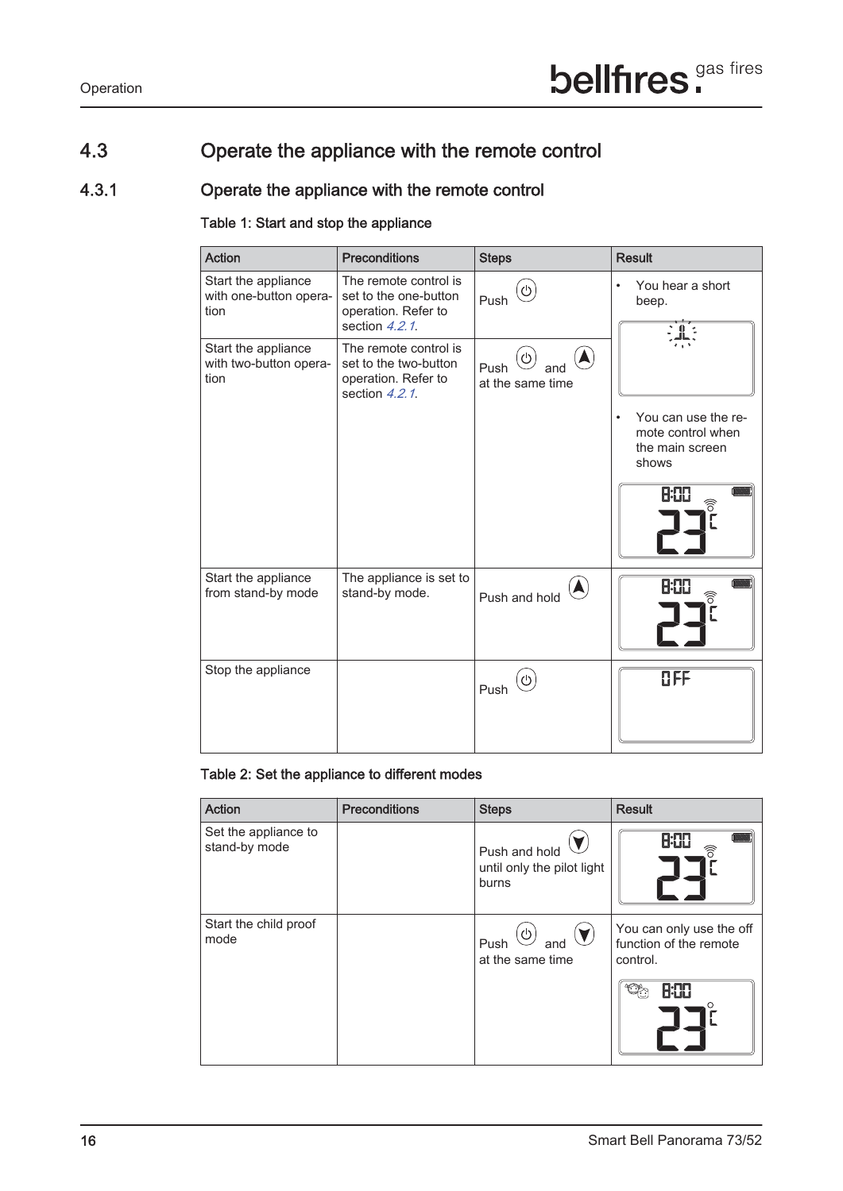## 4.3 Operate the appliance with the remote control

### 4.3.1 Operate the appliance with the remote control

**Table 1: Start and stop the appliance**

| Action | Preconditions | Steps | Result |
|---|---|---|---|
| Start the appliance with one-button operation | The remote control is set to the one-button operation. Refer to section *4.2.1*. | Push ⏻ | • You hear a short beep.<br>• You can use the remote control when the main screen shows |
| Start the appliance with two-button operation | The remote control is set to the two-button operation. Refer to section *4.2.1*. | Push ⏻ and ▲ at the same time | |
| Start the appliance from stand-by mode | The appliance is set to stand-by mode. | Push and hold ▲ | |
| Stop the appliance | | Push ⏻ | OFF |

**Table 2: Set the appliance to different modes**

| Action | Preconditions | Steps | Result |
|---|---|---|---|
| Set the appliance to stand-by mode | | Push and hold ▼ until only the pilot light burns | |
| Start the child proof mode | | Push ⏻ and ▼ at the same time | You can only use the off function of the remote control. |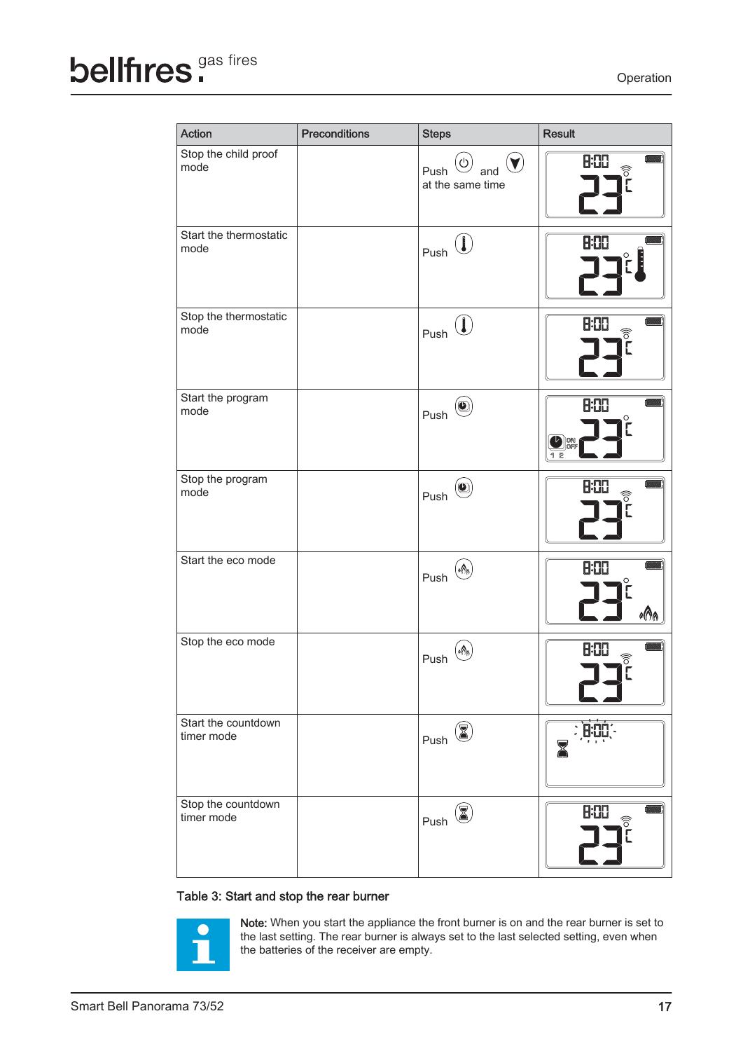| Action | Preconditions | Steps | Result |
|---|---|---|---|
| Stop the child proof mode | | Push and at the same time | 8:00 23 |
| Start the thermostatic mode | | Push | 8:00 23 |
| Stop the thermostatic mode | | Push | 8:00 23 |
| Start the program mode | | Push | 8:00 23 ON OFF 1 2 |
| Stop the program mode | | Push | 8:00 23 |
| Start the eco mode | | Push | 8:00 23 |
| Stop the eco mode | | Push | 8:00 23 |
| Start the countdown timer mode | | Push | 8:00 |
| Stop the countdown timer mode | | Push | 8:00 23 |

Table 3: Start and stop the rear burner

**Note:** When you start the appliance the front burner is on and the rear burner is set to the last setting. The rear burner is always set to the last selected setting, even when the batteries of the receiver are empty.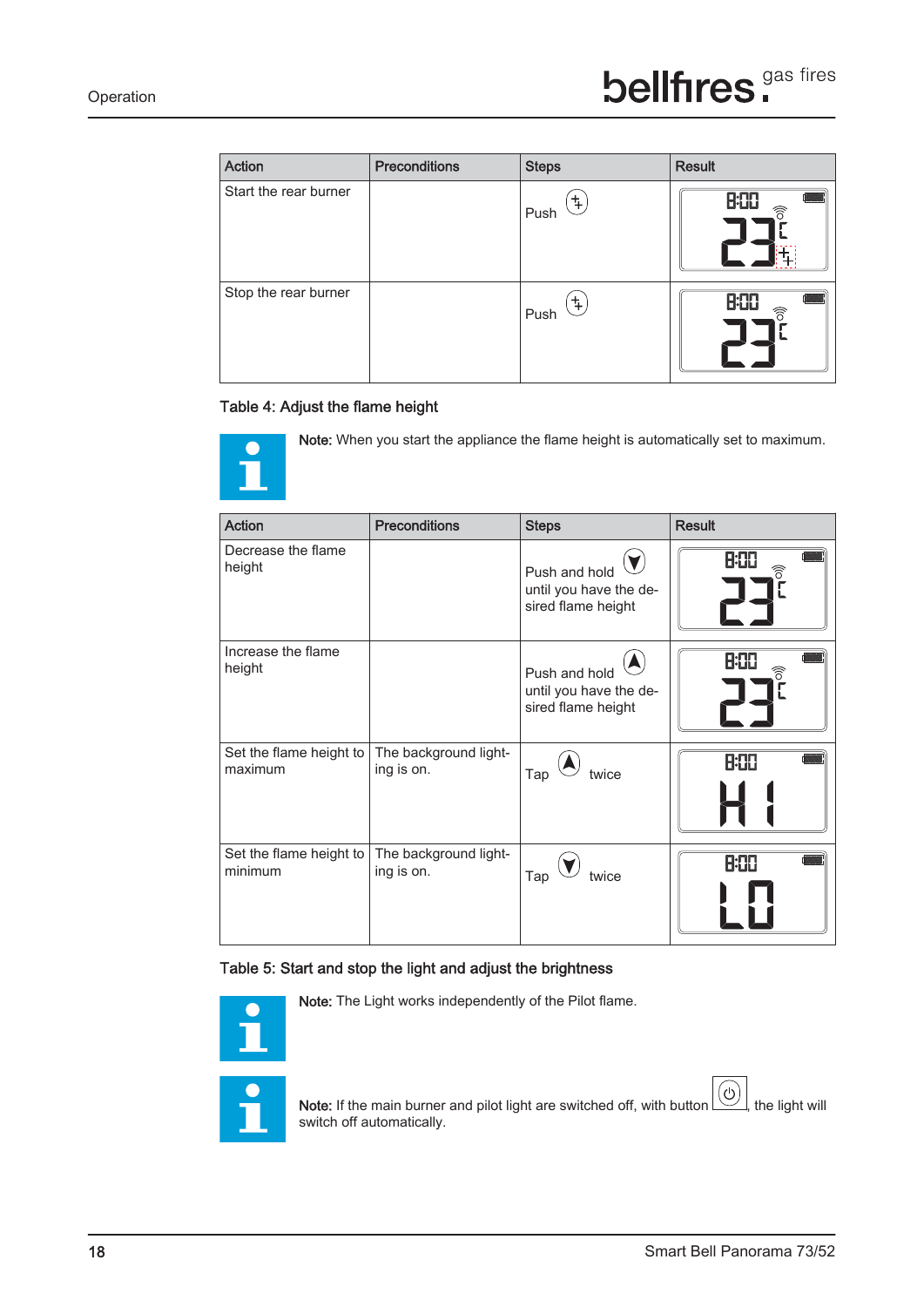| Action | Preconditions | Steps | Result |
|---|---|---|---|
| Start the rear burner | | Push | |
| Stop the rear burner | | Push | |

Table 4: Adjust the flame height

**Note:** When you start the appliance the flame height is automatically set to maximum.

| Action | Preconditions | Steps | Result |
|---|---|---|---|
| Decrease the flame height | | Push and hold until you have the desired flame height | |
| Increase the flame height | | Push and hold until you have the desired flame height | |
| Set the flame height to maximum | The background lighting is on. | Tap twice | |
| Set the flame height to minimum | The background lighting is on. | Tap twice | |

Table 5: Start and stop the light and adjust the brightness

**Note:** The Light works independently of the Pilot flame.

**Note:** If the main burner and pilot light are switched off, with button , the light will switch off automatically.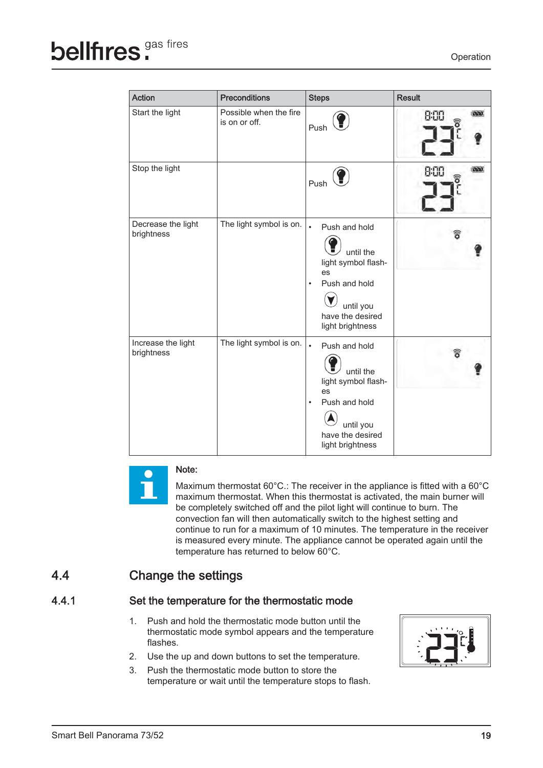| Action | Preconditions | Steps | Result |
|---|---|---|---|
| Start the light | Possible when the fire is on or off. | Push | |
| Stop the light | | Push | |
| Decrease the light brightness | The light symbol is on. | • Push and hold until the light symbol flashes<br>• Push and hold until you have the desired light brightness | |
| Increase the light brightness | The light symbol is on. | • Push and hold until the light symbol flashes<br>• Push and hold until you have the desired light brightness | |

**Note:**

Maximum thermostat 60°C.: The receiver in the appliance is fitted with a 60°C maximum thermostat. When this thermostat is activated, the main burner will be completely switched off and the pilot light will continue to burn. The convection fan will then automatically switch to the highest setting and continue to run for a maximum of 10 minutes. The temperature in the receiver is measured every minute. The appliance cannot be operated again until the temperature has returned to below 60°C.

## 4.4 Change the settings

### 4.4.1 Set the temperature for the thermostatic mode

1. Push and hold the thermostatic mode button until the thermostatic mode symbol appears and the temperature flashes.
2. Use the up and down buttons to set the temperature.
3. Push the thermostatic mode button to store the temperature or wait until the temperature stops to flash.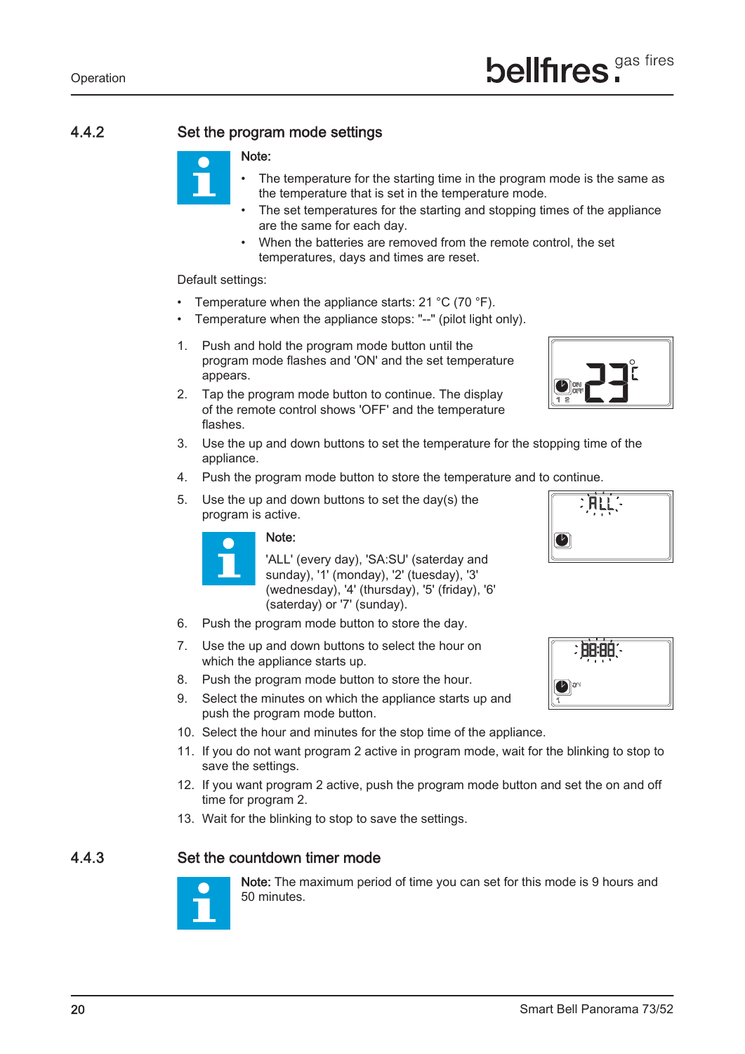### 4.4.2 Set the program mode settings

**Note:**

- The temperature for the starting time in the program mode is the same as the temperature that is set in the temperature mode.
- The set temperatures for the starting and stopping times of the appliance are the same for each day.
- When the batteries are removed from the remote control, the set temperatures, days and times are reset.

Default settings:

- Temperature when the appliance starts: 21 °C (70 °F).
- Temperature when the appliance stops: "--" (pilot light only).

1. Push and hold the program mode button until the program mode flashes and 'ON' and the set temperature appears.
2. Tap the program mode button to continue. The display of the remote control shows 'OFF' and the temperature flashes.
3. Use the up and down buttons to set the temperature for the stopping time of the appliance.
4. Push the program mode button to store the temperature and to continue.
5. Use the up and down buttons to set the day(s) the program is active.

   **Note:**

   'ALL' (every day), 'SA:SU' (saterday and sunday), '1' (monday), '2' (tuesday), '3' (wednesday), '4' (thursday), '5' (friday), '6' (saterday) or '7' (sunday).

6. Push the program mode button to store the day.
7. Use the up and down buttons to select the hour on which the appliance starts up.
8. Push the program mode button to store the hour.
9. Select the minutes on which the appliance starts up and push the program mode button.
10. Select the hour and minutes for the stop time of the appliance.
11. If you do not want program 2 active in program mode, wait for the blinking to stop to save the settings.
12. If you want program 2 active, push the program mode button and set the on and off time for program 2.
13. Wait for the blinking to stop to save the settings.

### 4.4.3 Set the countdown timer mode

**Note:** The maximum period of time you can set for this mode is 9 hours and 50 minutes.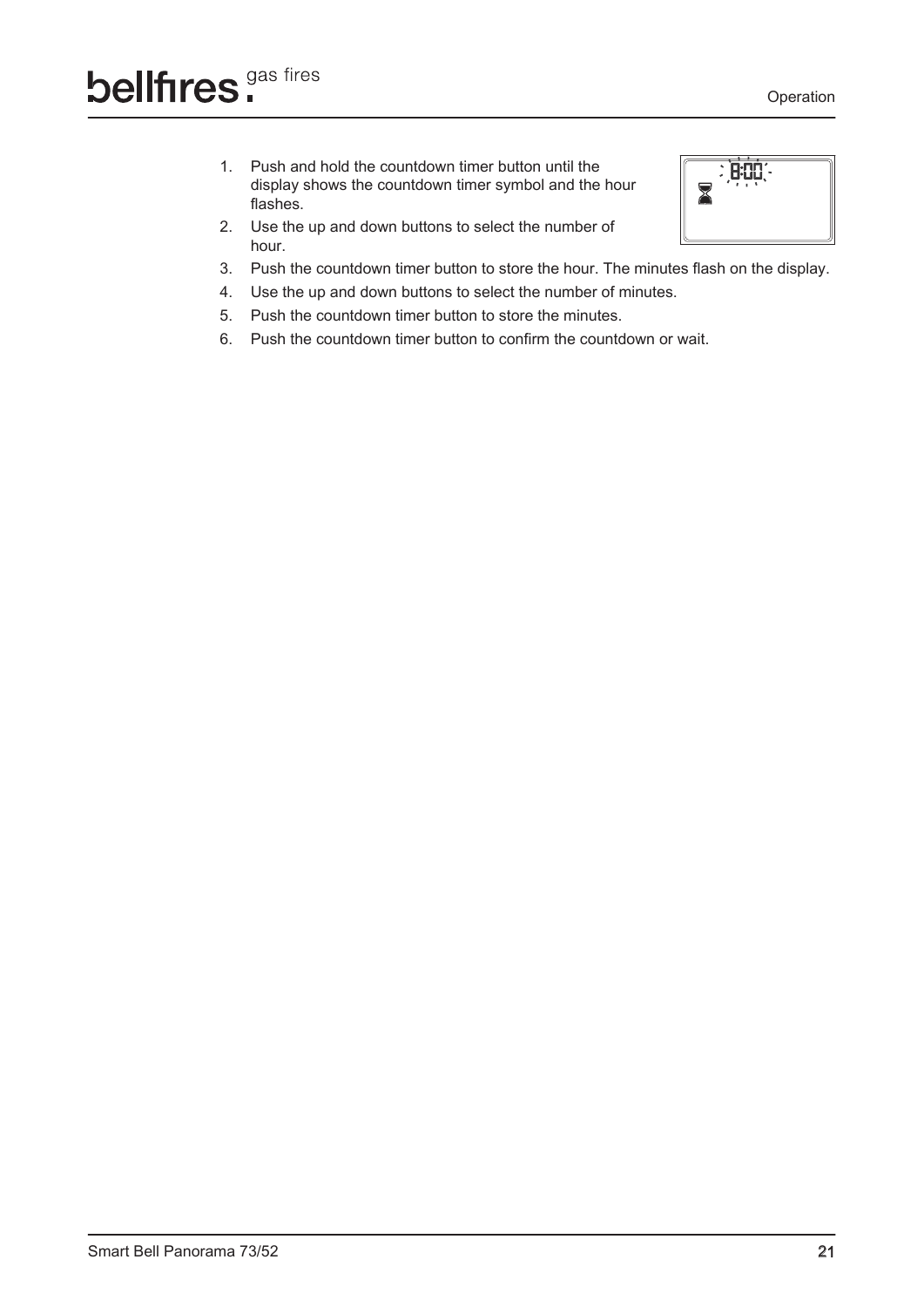1. Push and hold the countdown timer button until the display shows the countdown timer symbol and the hour flashes.
2. Use the up and down buttons to select the number of hour.
3. Push the countdown timer button to store the hour. The minutes flash on the display.
4. Use the up and down buttons to select the number of minutes.
5. Push the countdown timer button to store the minutes.
6. Push the countdown timer button to confirm the countdown or wait.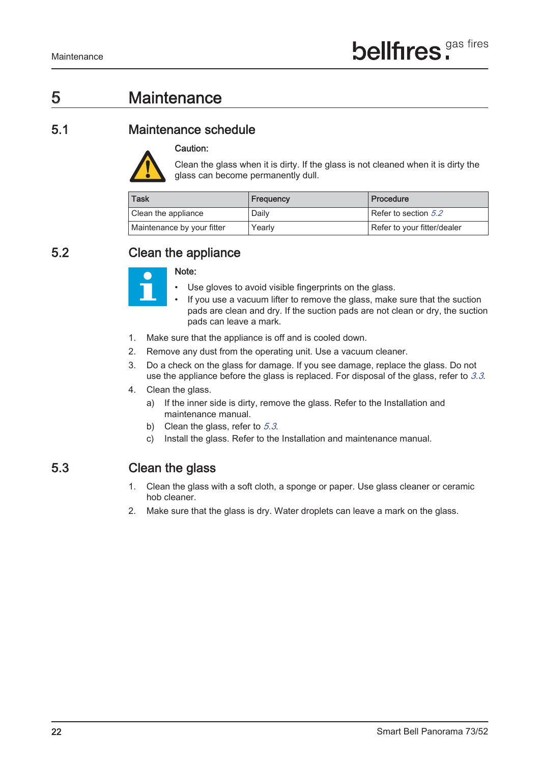# 5 Maintenance

## 5.1 Maintenance schedule

**Caution:**

Clean the glass when it is dirty. If the glass is not cleaned when it is dirty the glass can become permanently dull.

| Task | Frequency | Procedure |
| --- | --- | --- |
| Clean the appliance | Daily | Refer to section *5.2* |
| Maintenance by your fitter | Yearly | Refer to your fitter/dealer |

## 5.2 Clean the appliance

**Note:**

- Use gloves to avoid visible fingerprints on the glass.
- If you use a vacuum lifter to remove the glass, make sure that the suction pads are clean and dry. If the suction pads are not clean or dry, the suction pads can leave a mark.

1. Make sure that the appliance is off and is cooled down.
2. Remove any dust from the operating unit. Use a vacuum cleaner.
3. Do a check on the glass for damage. If you see damage, replace the glass. Do not use the appliance before the glass is replaced. For disposal of the glass, refer to *3.3*.
4. Clean the glass.
   a) If the inner side is dirty, remove the glass. Refer to the Installation and maintenance manual.
   b) Clean the glass, refer to *5.3*.
   c) Install the glass. Refer to the Installation and maintenance manual.

## 5.3 Clean the glass

1. Clean the glass with a soft cloth, a sponge or paper. Use glass cleaner or ceramic hob cleaner.
2. Make sure that the glass is dry. Water droplets can leave a mark on the glass.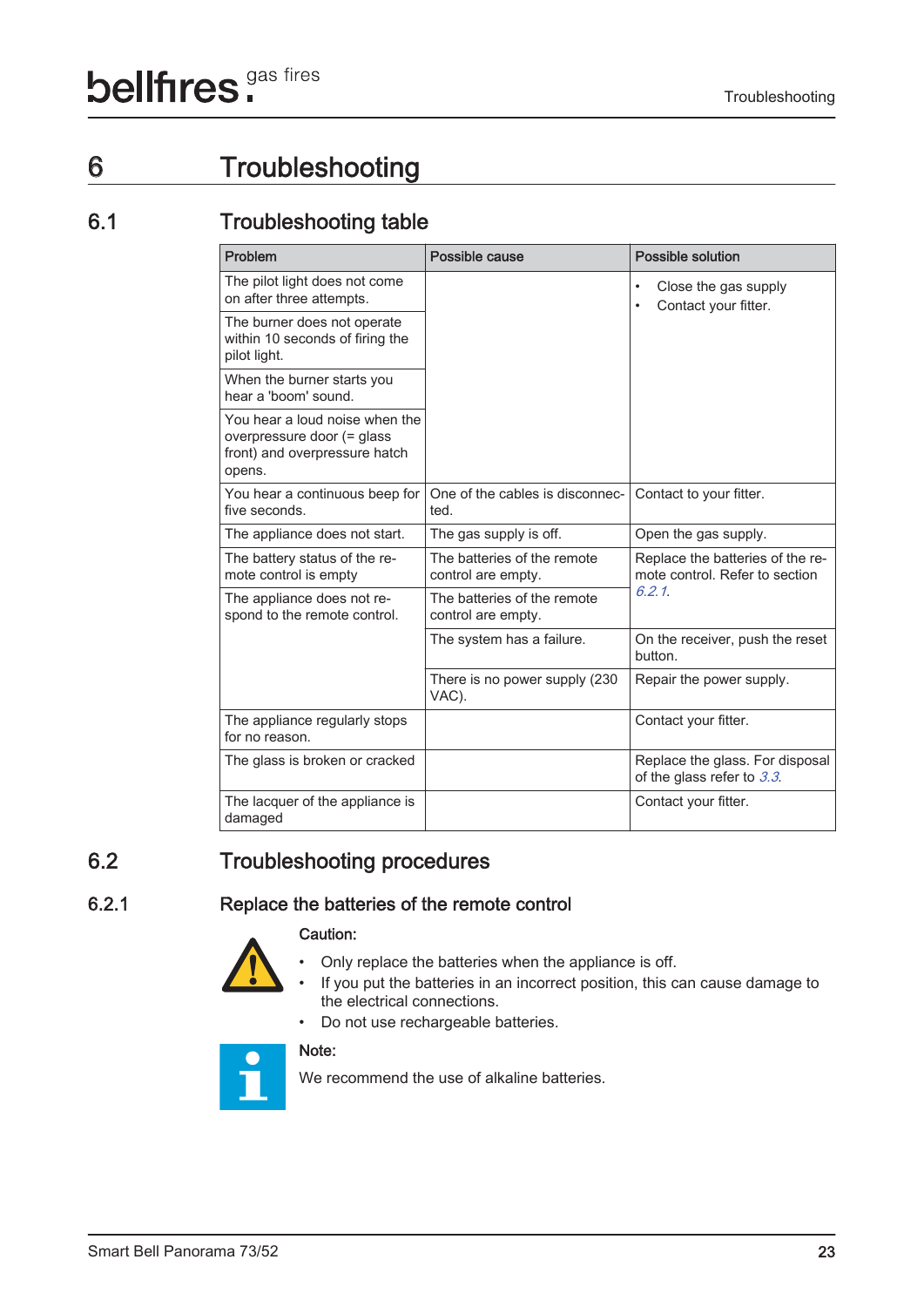# 6 Troubleshooting

## 6.1 Troubleshooting table

| Problem | Possible cause | Possible solution |
|---|---|---|
| The pilot light does not come on after three attempts. | | • Close the gas supply<br>• Contact your fitter. |
| The burner does not operate within 10 seconds of firing the pilot light. | | |
| When the burner starts you hear a 'boom' sound. | | |
| You hear a loud noise when the overpressure door (= glass front) and overpressure hatch opens. | | |
| You hear a continuous beep for five seconds. | One of the cables is disconnected. | Contact to your fitter. |
| The appliance does not start. | The gas supply is off. | Open the gas supply. |
| The battery status of the remote control is empty | The batteries of the remote control are empty. | Replace the batteries of the remote control. Refer to section *6.2.1*. |
| The appliance does not respond to the remote control. | The batteries of the remote control are empty. | |
| | The system has a failure. | On the receiver, push the reset button. |
| | There is no power supply (230 VAC). | Repair the power supply. |
| The appliance regularly stops for no reason. | | Contact your fitter. |
| The glass is broken or cracked | | Replace the glass. For disposal of the glass refer to *3.3*. |
| The lacquer of the appliance is damaged | | Contact your fitter. |

## 6.2 Troubleshooting procedures

### 6.2.1 Replace the batteries of the remote control

**Caution:**

- Only replace the batteries when the appliance is off.
- If you put the batteries in an incorrect position, this can cause damage to the electrical connections.
- Do not use rechargeable batteries.

**Note:**

We recommend the use of alkaline batteries.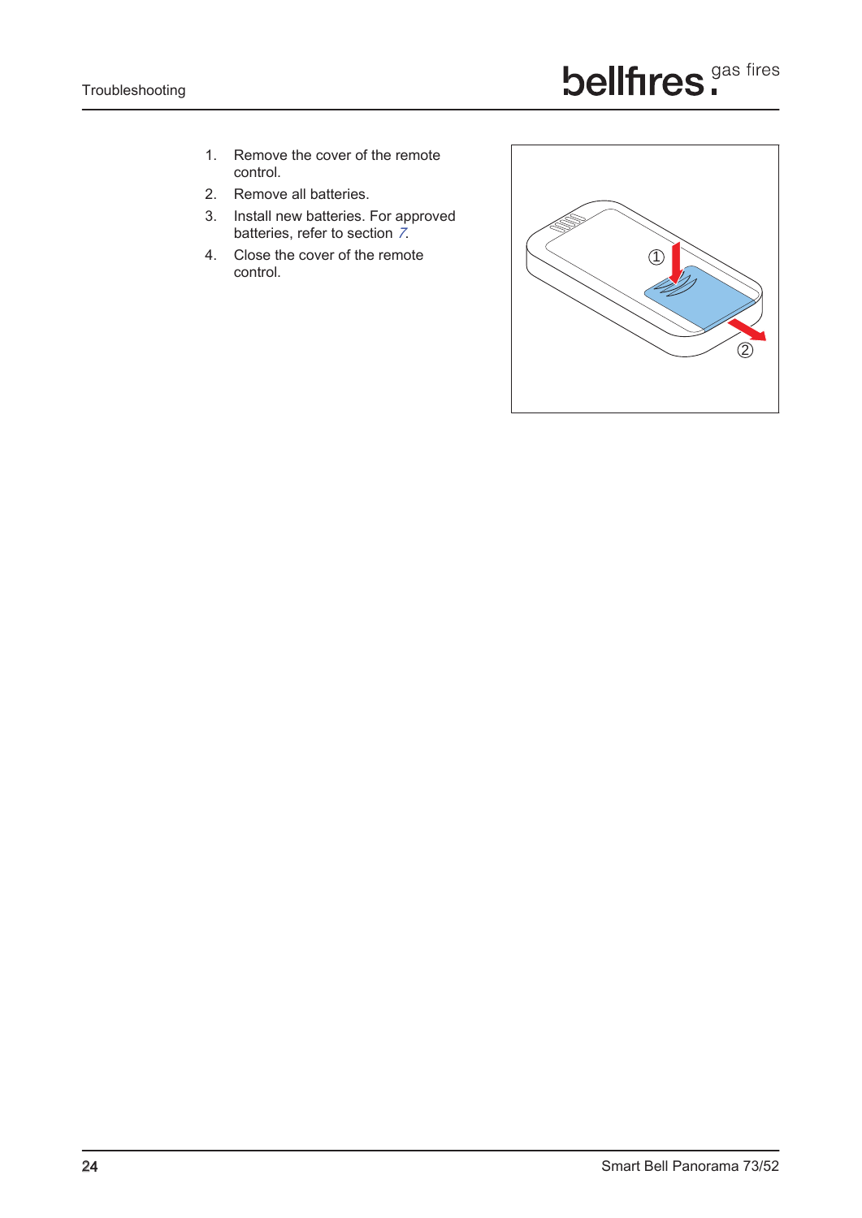1. Remove the cover of the remote control.
2. Remove all batteries.
3. Install new batteries. For approved batteries, refer to section 7.
4. Close the cover of the remote control.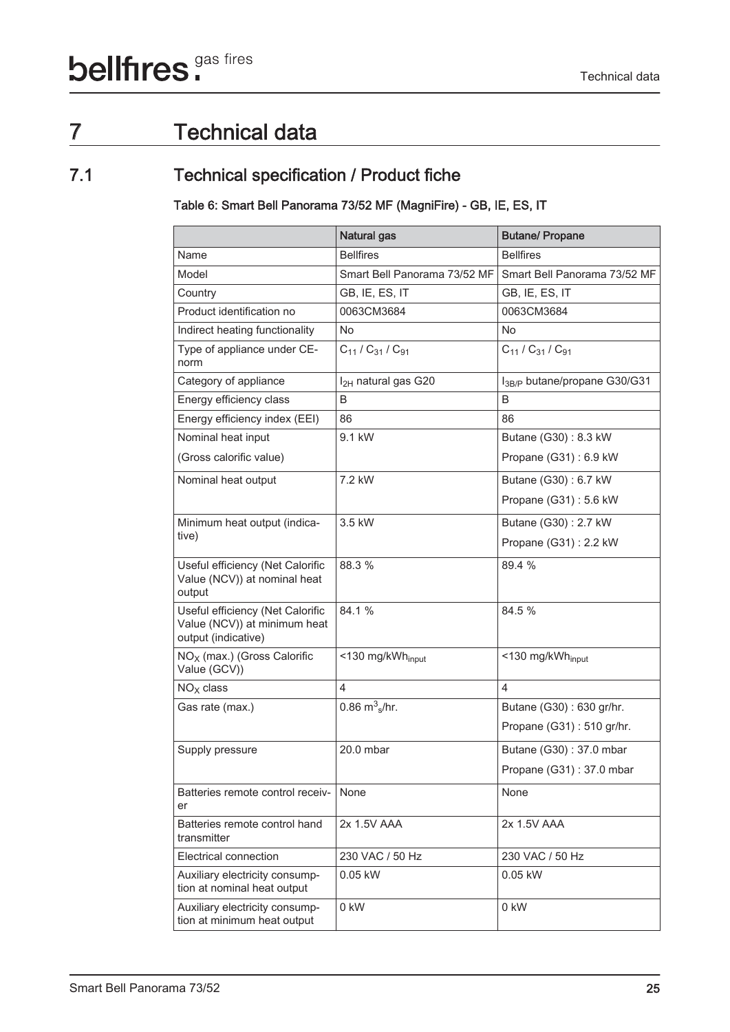# 7 Technical data

## 7.1 Technical specification / Product fiche

**Table 6: Smart Bell Panorama 73/52 MF (MagniFire) - GB, IE, ES, IT**

| | Natural gas | Butane/ Propane |
|---|---|---|
| Name | Bellfires | Bellfires |
| Model | Smart Bell Panorama 73/52 MF | Smart Bell Panorama 73/52 MF |
| Country | GB, IE, ES, IT | GB, IE, ES, IT |
| Product identification no | 0063CM3684 | 0063CM3684 |
| Indirect heating functionality | No | No |
| Type of appliance under CE-norm | $C_{11}$ / $C_{31}$ / $C_{91}$ | $C_{11}$ / $C_{31}$ / $C_{91}$ |
| Category of appliance | $I_{2H}$ natural gas G20 | $I_{3B/P}$ butane/propane G30/G31 |
| Energy efficiency class | B | B |
| Energy efficiency index (EEI) | 86 | 86 |
| Nominal heat input (Gross calorific value) | 9.1 kW | Butane (G30) : 8.3 kW<br>Propane (G31) : 6.9 kW |
| Nominal heat output | 7.2 kW | Butane (G30) : 6.7 kW<br>Propane (G31) : 5.6 kW |
| Minimum heat output (indicative) | 3.5 kW | Butane (G30) : 2.7 kW<br>Propane (G31) : 2.2 kW |
| Useful efficiency (Net Calorific Value (NCV)) at nominal heat output | 88.3 % | 89.4 % |
| Useful efficiency (Net Calorific Value (NCV)) at minimum heat output (indicative) | 84.1 % | 84.5 % |
| $NO_X$ (max.) (Gross Calorific Value (GCV)) | <130 $mg/kWh_{input}$ | <130 $mg/kWh_{input}$ |
| $NO_X$ class | 4 | 4 |
| Gas rate (max.) | 0.86 $m^3_s$/hr. | Butane (G30) : 630 gr/hr.<br>Propane (G31) : 510 gr/hr. |
| Supply pressure | 20.0 mbar | Butane (G30) : 37.0 mbar<br>Propane (G31) : 37.0 mbar |
| Batteries remote control receiver | None | None |
| Batteries remote control hand transmitter | 2x 1.5V AAA | 2x 1.5V AAA |
| Electrical connection | 230 VAC / 50 Hz | 230 VAC / 50 Hz |
| Auxiliary electricity consumption at nominal heat output | 0.05 kW | 0.05 kW |
| Auxiliary electricity consumption at minimum heat output | 0 kW | 0 kW |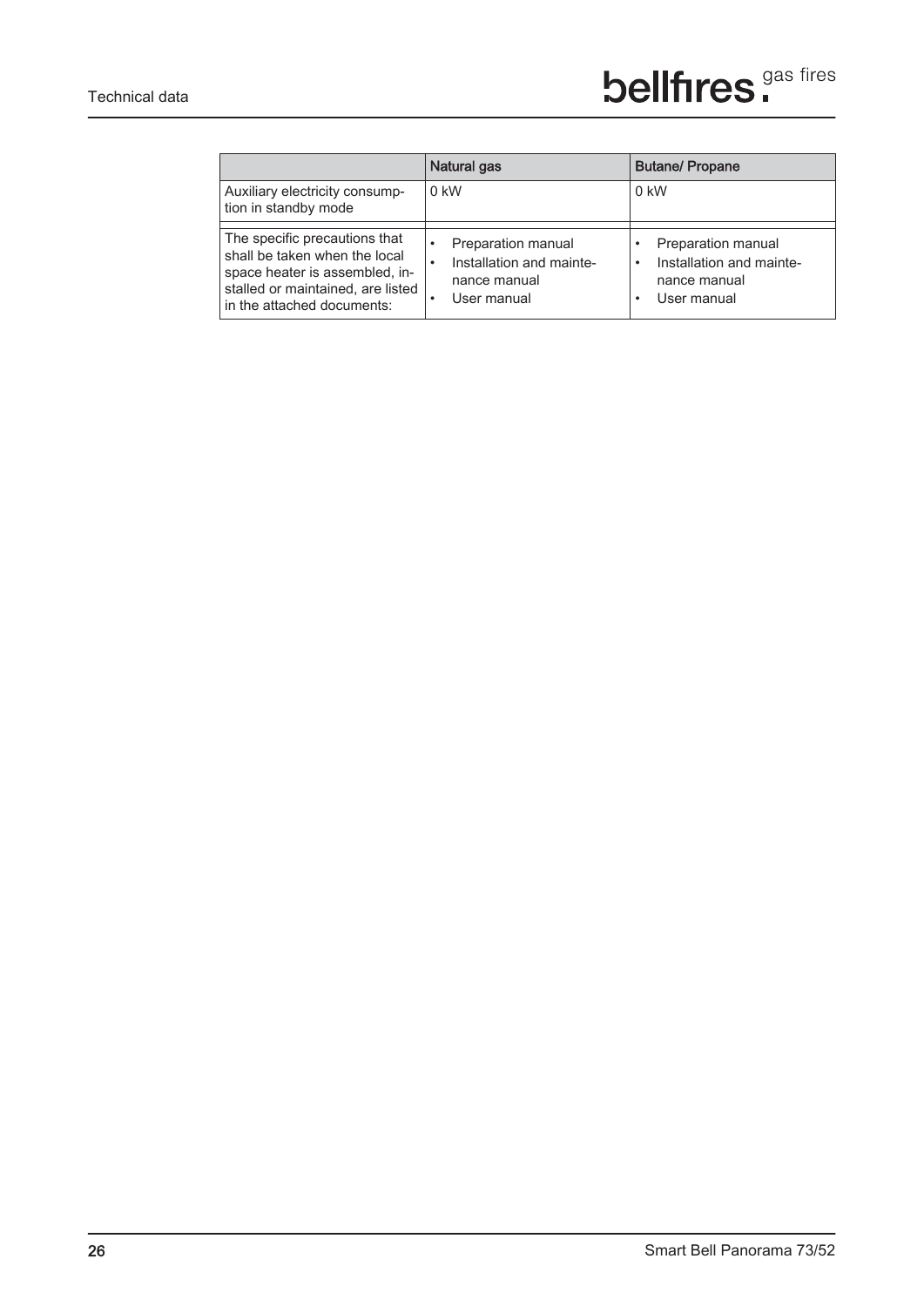| | Natural gas | Butane/ Propane |
|---|---|---|
| Auxiliary electricity consumption in standby mode | 0 kW | 0 kW |
| The specific precautions that shall be taken when the local space heater is assembled, installed or maintained, are listed in the attached documents: | • Preparation manual<br>• Installation and maintenance manual<br>• User manual | • Preparation manual<br>• Installation and maintenance manual<br>• User manual |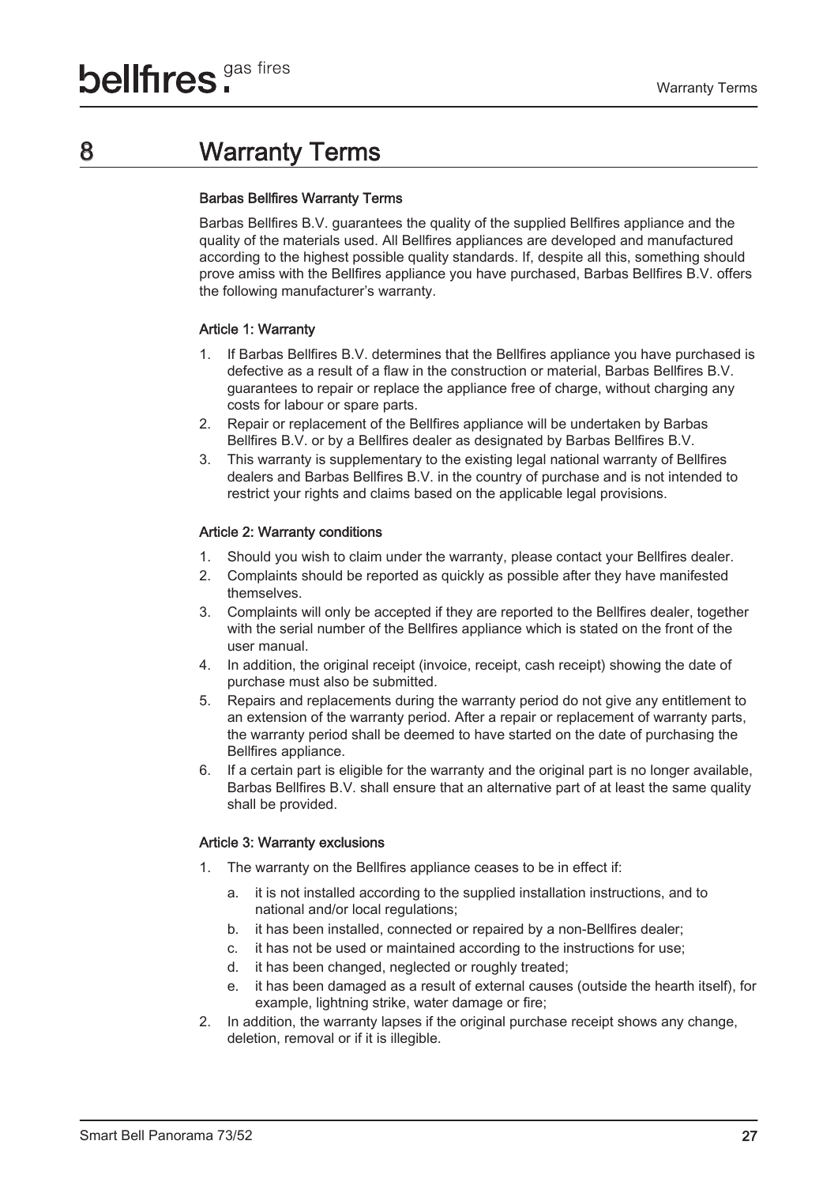# 8 Warranty Terms

### Barbas Bellfires Warranty Terms

Barbas Bellfires B.V. guarantees the quality of the supplied Bellfires appliance and the quality of the materials used. All Bellfires appliances are developed and manufactured according to the highest possible quality standards. If, despite all this, something should prove amiss with the Bellfires appliance you have purchased, Barbas Bellfires B.V. offers the following manufacturer's warranty.

#### Article 1: Warranty

1. If Barbas Bellfires B.V. determines that the Bellfires appliance you have purchased is defective as a result of a flaw in the construction or material, Barbas Bellfires B.V. guarantees to repair or replace the appliance free of charge, without charging any costs for labour or spare parts.
2. Repair or replacement of the Bellfires appliance will be undertaken by Barbas Bellfires B.V. or by a Bellfires dealer as designated by Barbas Bellfires B.V.
3. This warranty is supplementary to the existing legal national warranty of Bellfires dealers and Barbas Bellfires B.V. in the country of purchase and is not intended to restrict your rights and claims based on the applicable legal provisions.

#### Article 2: Warranty conditions

1. Should you wish to claim under the warranty, please contact your Bellfires dealer.
2. Complaints should be reported as quickly as possible after they have manifested themselves.
3. Complaints will only be accepted if they are reported to the Bellfires dealer, together with the serial number of the Bellfires appliance which is stated on the front of the user manual.
4. In addition, the original receipt (invoice, receipt, cash receipt) showing the date of purchase must also be submitted.
5. Repairs and replacements during the warranty period do not give any entitlement to an extension of the warranty period. After a repair or replacement of warranty parts, the warranty period shall be deemed to have started on the date of purchasing the Bellfires appliance.
6. If a certain part is eligible for the warranty and the original part is no longer available, Barbas Bellfires B.V. shall ensure that an alternative part of at least the same quality shall be provided.

#### Article 3: Warranty exclusions

1. The warranty on the Bellfires appliance ceases to be in effect if:
   a. it is not installed according to the supplied installation instructions, and to national and/or local regulations;
   b. it has been installed, connected or repaired by a non-Bellfires dealer;
   c. it has not be used or maintained according to the instructions for use;
   d. it has been changed, neglected or roughly treated;
   e. it has been damaged as a result of external causes (outside the hearth itself), for example, lightning strike, water damage or fire;
2. In addition, the warranty lapses if the original purchase receipt shows any change, deletion, removal or if it is illegible.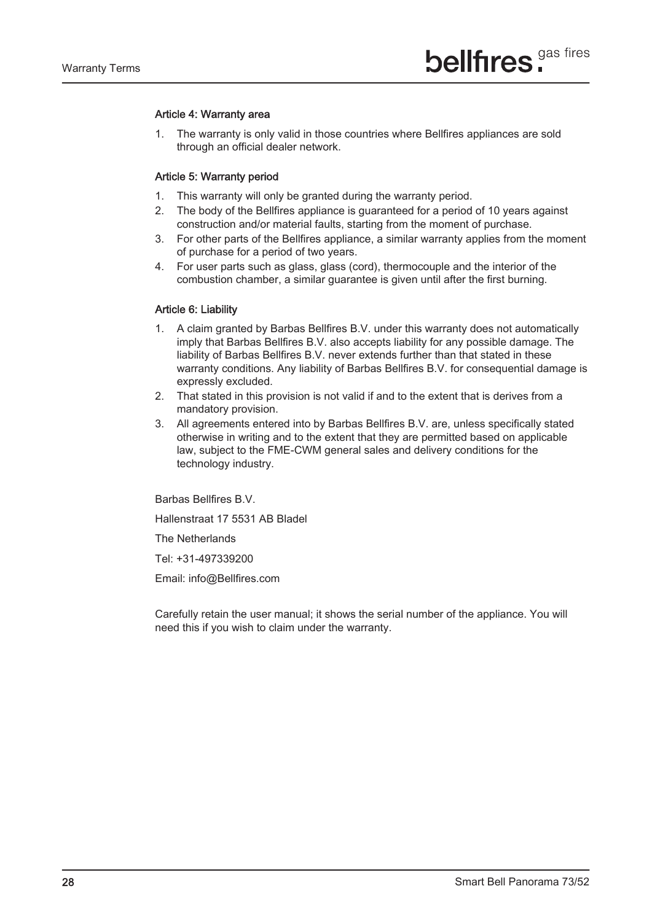### Article 4: Warranty area

1. The warranty is only valid in those countries where Bellfires appliances are sold through an official dealer network.

### Article 5: Warranty period

1. This warranty will only be granted during the warranty period.
2. The body of the Bellfires appliance is guaranteed for a period of 10 years against construction and/or material faults, starting from the moment of purchase.
3. For other parts of the Bellfires appliance, a similar warranty applies from the moment of purchase for a period of two years.
4. For user parts such as glass, glass (cord), thermocouple and the interior of the combustion chamber, a similar guarantee is given until after the first burning.

### Article 6: Liability

1. A claim granted by Barbas Bellfires B.V. under this warranty does not automatically imply that Barbas Bellfires B.V. also accepts liability for any possible damage. The liability of Barbas Bellfires B.V. never extends further than that stated in these warranty conditions. Any liability of Barbas Bellfires B.V. for consequential damage is expressly excluded.
2. That stated in this provision is not valid if and to the extent that is derives from a mandatory provision.
3. All agreements entered into by Barbas Bellfires B.V. are, unless specifically stated otherwise in writing and to the extent that they are permitted based on applicable law, subject to the FME-CWM general sales and delivery conditions for the technology industry.

Barbas Bellfires B.V.

Hallenstraat 17 5531 AB Bladel

The Netherlands

Tel: +31-497339200

Email: info@Bellfires.com

Carefully retain the user manual; it shows the serial number of the appliance. You will need this if you wish to claim under the warranty.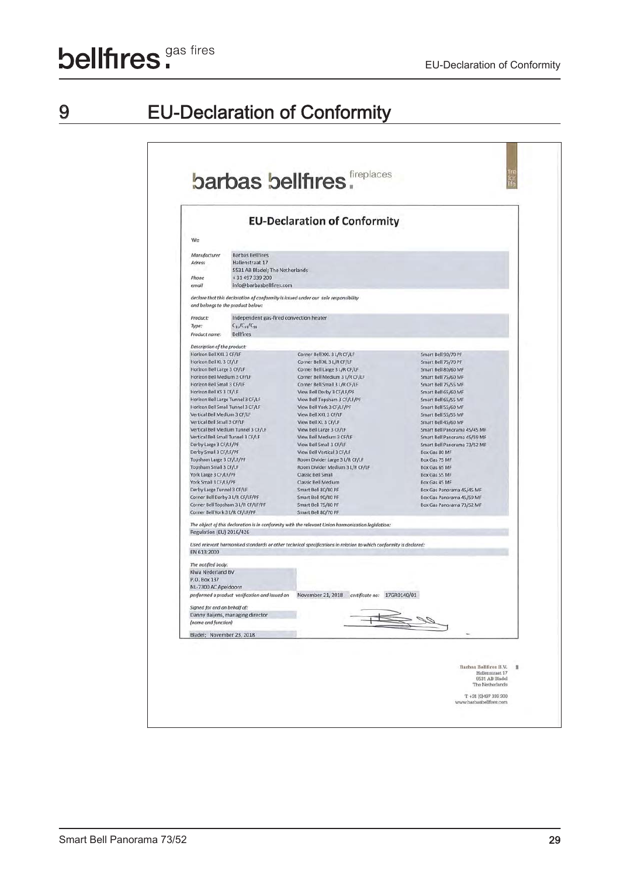# 9 EU-Declaration of Conformity

barbas bellfires. fireplaces

fire for life

## EU-Declaration of Conformity

We

| | |
|---|---|
| *Manufacturer* | Barbas Bellfires |
| *Adress* | Hallenstraat 17 |
| | 5531 AB Bladel; The Netherlands |
| *Phone* | +31 497 339 200 |
| *email* | info@barbasbellfires.com |

*declare that this declaration of conformity is issued under our sole responsibility and belongs to the product below:*

| | |
|---|---|
| *Product:* | Independent gas-fired convection heater |
| *Type:* | $C_{11}/C_{31}/C_{91}$ |
| *Product name:* | Bellfires |

*Description of the product:*

| | | |
|---|---|---|
| Horizon Bell XXL 3 CF/LF | Corner Bell XXL 3 L/R CF/LF | Smart Bell 90/70 PF |
| Horizon Bell XL 3 CF/LF | Corner Bell XL 3 L/R CF/LF | Smart Bell 75/70 PF |
| Horizon Bell Large 3 CF/LF | Corner Bell Large 3 L/R CF/LF | Smart Bell 80/60 MF |
| Horizon Bell Medium 3 CF/LF | Corner Bell Medium 3 L/R CF/LF | Smart Bell 75/60 MF |
| Horizon Bell Small 3 CF/LF | Corner Bell Small 3 L/R CF/LF | Smart Bell 75/55 MF |
| Horizon Bell XS 3 CF/LF | View Bell Derby 3 CF/LF/PF | Smart Bell 65/60 MF |
| Horizon Bell Large Tunnel 3 CF/LF | View Bell Topsham 3 CF/LF/PF | Smart Bell 65/55 MF |
| Horizon Bell Small Tunnel 3 CF/LF | View Bell York 3 CF/LF/PF | Smart Bell 55/60 MF |
| Vertical Bell Medium 3 CF/LF | View Bell XXL 3 CF/LF | Smart Bell 55/55 MF |
| Vertical Bell Small 3 CF/LF | View Bell XL 3 CF/LF | Smart Bell 45/60 MF |
| Vertical Bell Medium Tunnel 3 CF/LF | View Bell Large 3 CF/LF | Smart Bell Panorama 45/45 MF |
| Vertical Bell Small Tunnel 3 CF/LF | View Bell Medium 3 CF/LF | Smart Bell Panorama 45/59 MF |
| Derby Large 3 CF/LF/PF | View Bell Small 3 CF/LF | Smart Bell Panorama 73/52 MF |
| Derby Small 3 CF/LF/PF | View Bell Vertical 3 CF/LF | Box Gas 80 MF |
| Topsham Large 3 CF/LF/PF | Room Divider Large 3 L/R CF/LF | Box Gas 75 MF |
| Topsham Small 3 CF/LF | Room Divider Medium 3 L/R CF/LF | Box Gas 65 MF |
| York Large 3 CF/LF/PF | Classic Bell Small | Box Gas 55 MF |
| York Small 3 CF/LF/PF | Classic Bell Medium | Box Gas 45 MF |
| Derby Large Tunnel 3 CF/LF | Smart Bell 80/80 PF | Box Gas Panorama 45/45 MF |
| Corner Bell Derby 3 L/R CF/LF/PF | Smart Bell 90/80 PF | Box Gas Panorama 45/59 MF |
| Corner Bell Topsham 3 L/R CF/LF/PF | Smart Bell 75/80 PF | Box Gas Panorama 73/52 MF |
| Corner Bell York 3 L/R CF/LF/PF | Smart Bell 80/70 PF | |

*The object of this declaration is in conformity with the relevant Union harmonisation legislation:*

Regulation (EU) 2016/426

*Used relevant harmonised standards or other technical specifications in relation to which conformity is declared:*

EN 613:2000

*The notified body:*

Kiwa Nederland BV
P.O. Box 137
NL-7300 AC Apeldoorn

*performed a product verification and issued on* November 21, 2018 *certificate no:* 17GR0140/01

*Signed for and on behalf of:*

Danny Baijens, managing director
*(name and function)*

Bladel; November 23, 2018

Barbas Bellfires B.V.
Hallenstraat 17
5531 AB Bladel
The Netherlands

T +31 (0)497 339 200
www.barbasbellfires.com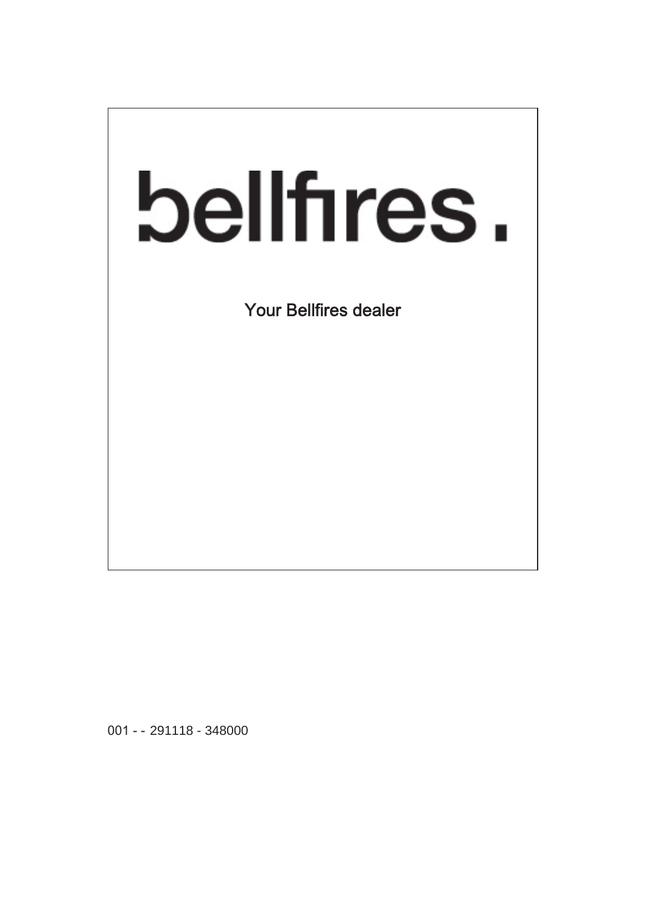bellfires.

Your Bellfires dealer

001 - - 291118 - 348000